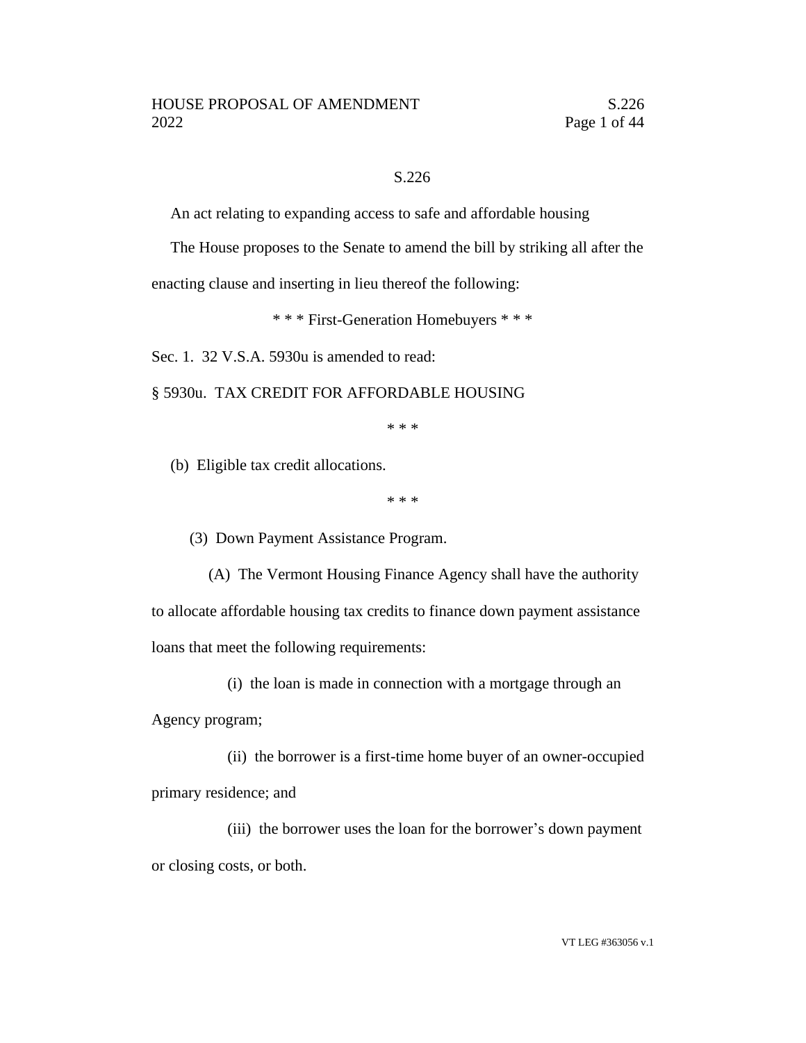S.226

An act relating to expanding access to safe and affordable housing

The House proposes to the Senate to amend the bill by striking all after the enacting clause and inserting in lieu thereof the following:

\* \* \* First-Generation Homebuyers \* \* \*

Sec. 1. 32 V.S.A. 5930u is amended to read:

§ 5930u. TAX CREDIT FOR AFFORDABLE HOUSING

\* \* \*

(b) Eligible tax credit allocations.

\* \* \*

(3) Down Payment Assistance Program.

(A) The Vermont Housing Finance Agency shall have the authority to allocate affordable housing tax credits to finance down payment assistance loans that meet the following requirements:

(i) the loan is made in connection with a mortgage through an Agency program;

(ii) the borrower is a first-time home buyer of an owner-occupied primary residence; and

(iii) the borrower uses the loan for the borrower's down payment or closing costs, or both.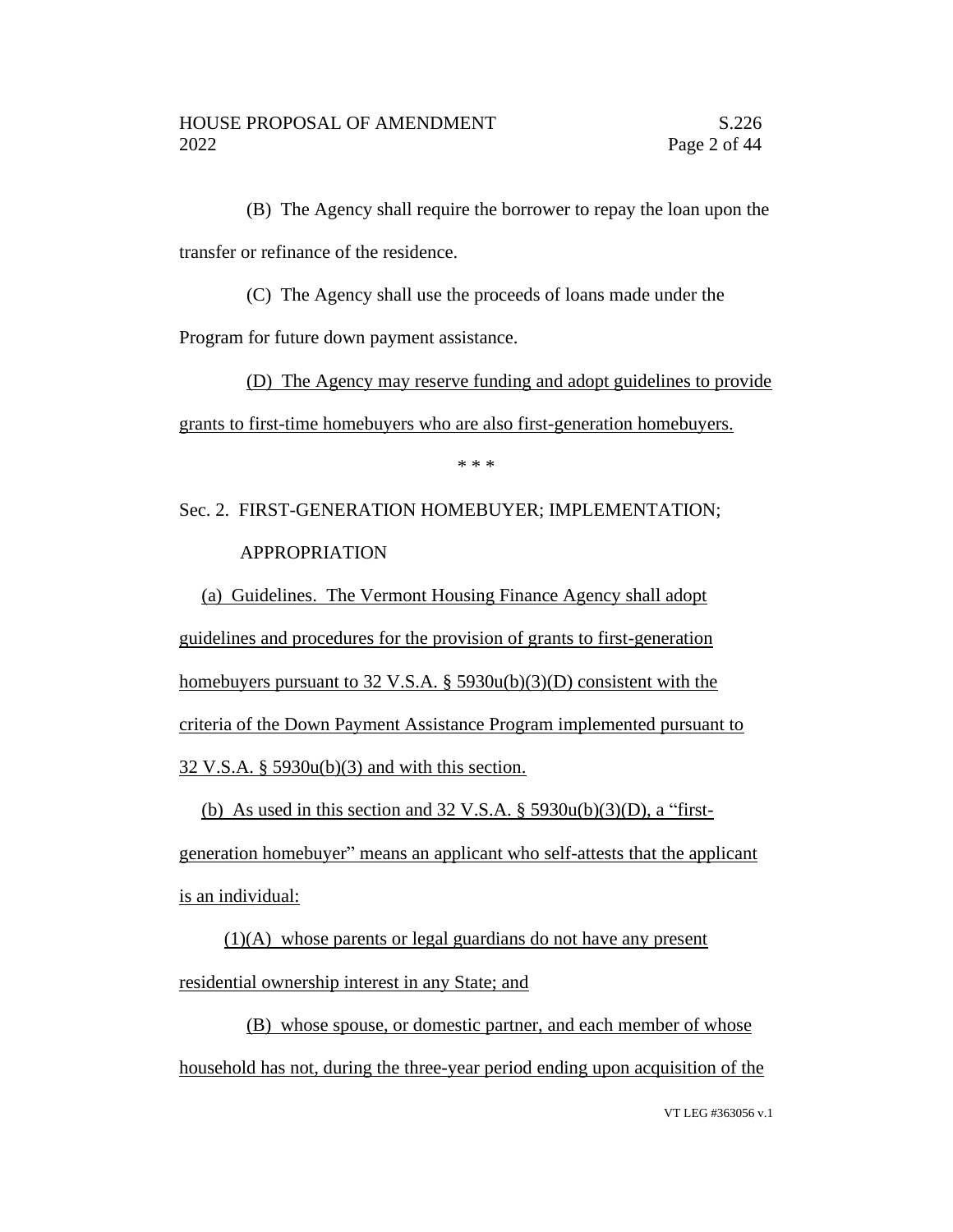(B) The Agency shall require the borrower to repay the loan upon the transfer or refinance of the residence.

(C) The Agency shall use the proceeds of loans made under the Program for future down payment assistance.

(D) The Agency may reserve funding and adopt guidelines to provide grants to first-time homebuyers who are also first-generation homebuyers.

\* \* \*

Sec. 2. FIRST-GENERATION HOMEBUYER; IMPLEMENTATION; APPROPRIATION

(a) Guidelines. The Vermont Housing Finance Agency shall adopt guidelines and procedures for the provision of grants to first-generation homebuyers pursuant to 32 V.S.A. § 5930u(b)(3)(D) consistent with the criteria of the Down Payment Assistance Program implemented pursuant to 32 V.S.A. § 5930u(b)(3) and with this section.

(b) As used in this section and 32 V.S.A. § 5930u(b)(3)(D), a "first-generation homebuyer" means an applicant who self-attests that the applicant is an individual:

(1)(A) whose parents or legal guardians do not have any present residential ownership interest in any State; and

(B) whose spouse, or domestic partner, and each member of whose household has not, during the three-year period ending upon acquisition of the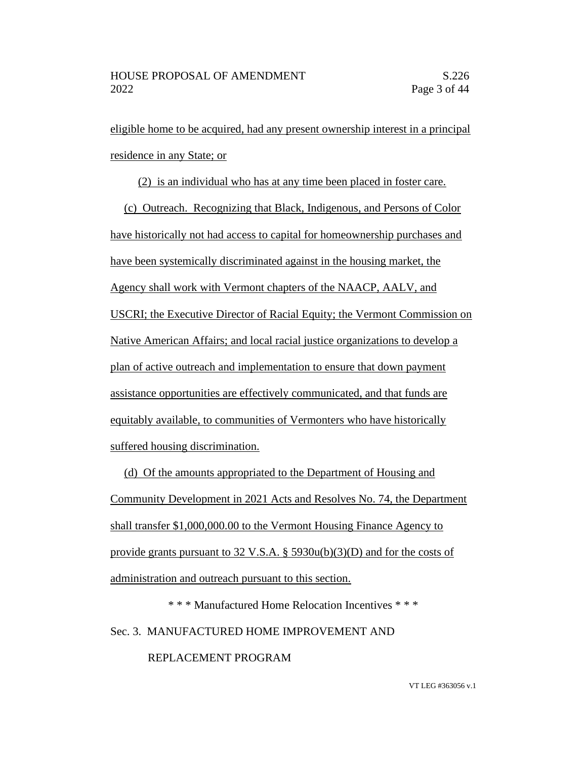eligible home to be acquired, had any present ownership interest in a principal residence in any State; or

(2) is an individual who has at any time been placed in foster care.

(c) Outreach. Recognizing that Black, Indigenous, and Persons of Color have historically not had access to capital for homeownership purchases and have been systemically discriminated against in the housing market, the Agency shall work with Vermont chapters of the NAACP, AALV, and USCRI; the Executive Director of Racial Equity; the Vermont Commission on Native American Affairs; and local racial justice organizations to develop a plan of active outreach and implementation to ensure that down payment assistance opportunities are effectively communicated, and that funds are equitably available, to communities of Vermonters who have historically suffered housing discrimination.

(d) Of the amounts appropriated to the Department of Housing and Community Development in 2021 Acts and Resolves No. 74, the Department shall transfer $1,000,000.00 to the Vermont Housing Finance Agency to provide grants pursuant to 32 V.S.A. § 5930u(b)(3)(D) and for the costs of administration and outreach pursuant to this section.

\* \* \* Manufactured Home Relocation Incentives \* \* \*

Sec. 3. MANUFACTURED HOME IMPROVEMENT AND REPLACEMENT PROGRAM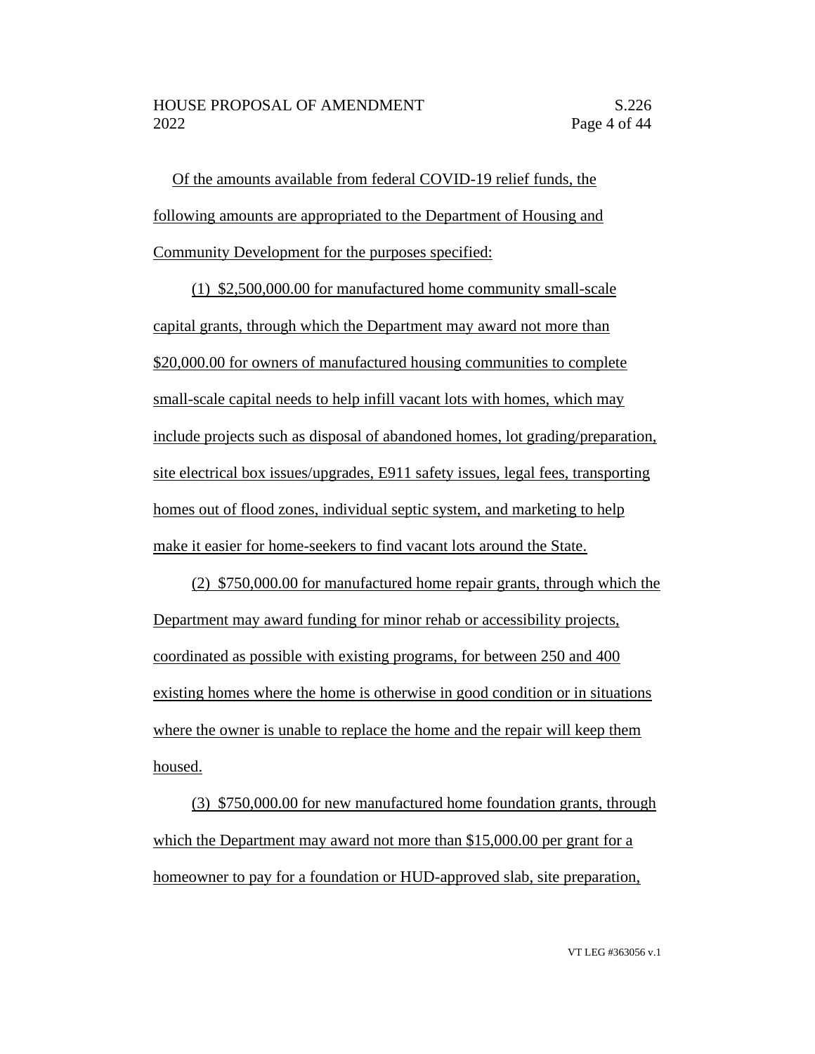Of the amounts available from federal COVID-19 relief funds, the following amounts are appropriated to the Department of Housing and Community Development for the purposes specified:

(1) $2,500,000.00 for manufactured home community small-scale capital grants, through which the Department may award not more than $20,000.00 for owners of manufactured housing communities to complete small-scale capital needs to help infill vacant lots with homes, which may include projects such as disposal of abandoned homes, lot grading/preparation, site electrical box issues/upgrades, E911 safety issues, legal fees, transporting homes out of flood zones, individual septic system, and marketing to help make it easier for home-seekers to find vacant lots around the State.

(2) $750,000.00 for manufactured home repair grants, through which the Department may award funding for minor rehab or accessibility projects, coordinated as possible with existing programs, for between 250 and 400 existing homes where the home is otherwise in good condition or in situations where the owner is unable to replace the home and the repair will keep them housed.

(3) $750,000.00 for new manufactured home foundation grants, through which the Department may award not more than $15,000.00 per grant for a homeowner to pay for a foundation or HUD-approved slab, site preparation,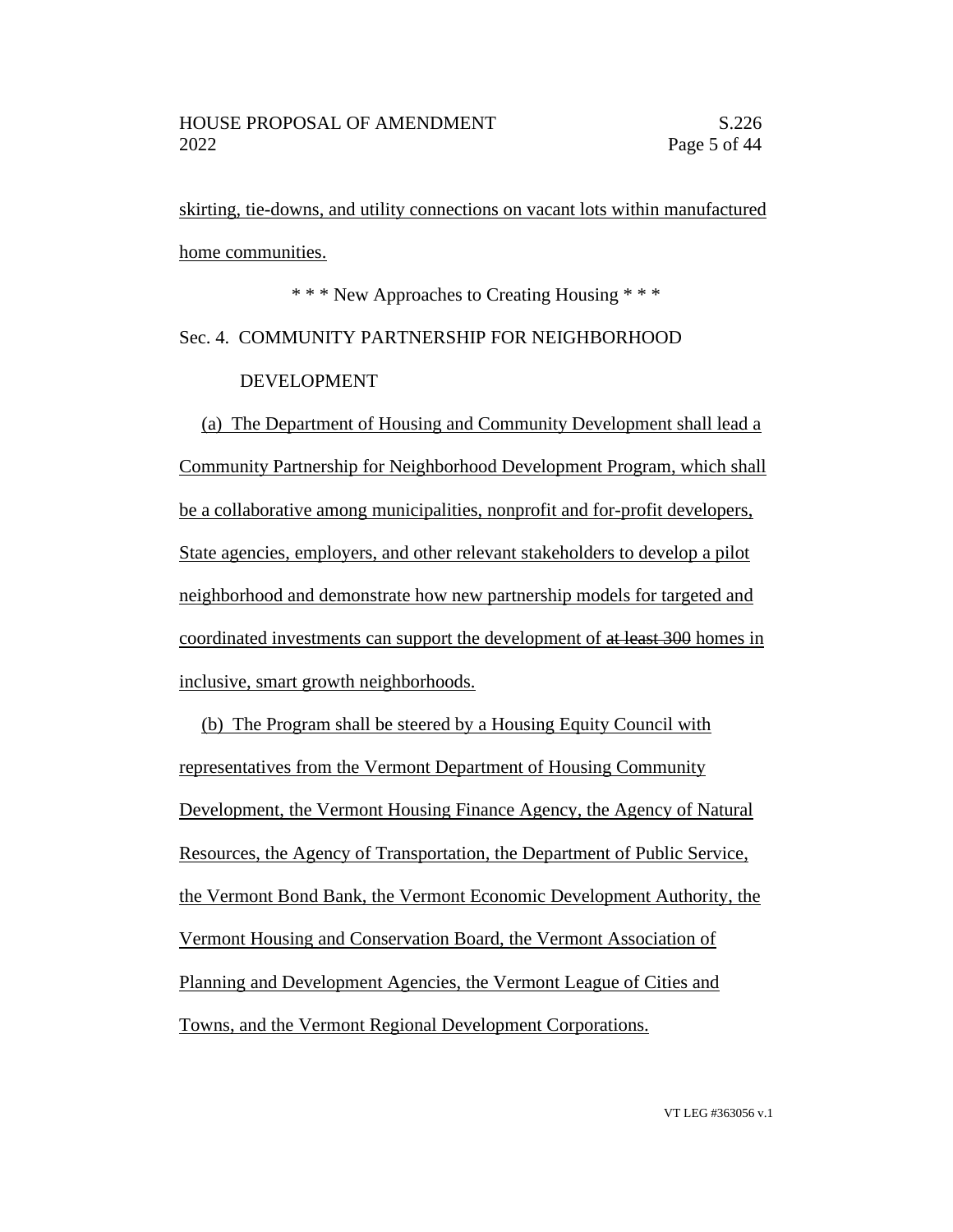skirting, tie-downs, and utility connections on vacant lots within manufactured home communities.

\* \* \* New Approaches to Creating Housing \* \* \*

Sec. 4. COMMUNITY PARTNERSHIP FOR NEIGHBORHOOD DEVELOPMENT

(a) The Department of Housing and Community Development shall lead a Community Partnership for Neighborhood Development Program, which shall be a collaborative among municipalities, nonprofit and for-profit developers, State agencies, employers, and other relevant stakeholders to develop a pilot neighborhood and demonstrate how new partnership models for targeted and coordinated investments can support the development of ~~at least 300~~ homes in inclusive, smart growth neighborhoods.

(b) The Program shall be steered by a Housing Equity Council with representatives from the Vermont Department of Housing Community Development, the Vermont Housing Finance Agency, the Agency of Natural Resources, the Agency of Transportation, the Department of Public Service, the Vermont Bond Bank, the Vermont Economic Development Authority, the Vermont Housing and Conservation Board, the Vermont Association of Planning and Development Agencies, the Vermont League of Cities and Towns, and the Vermont Regional Development Corporations.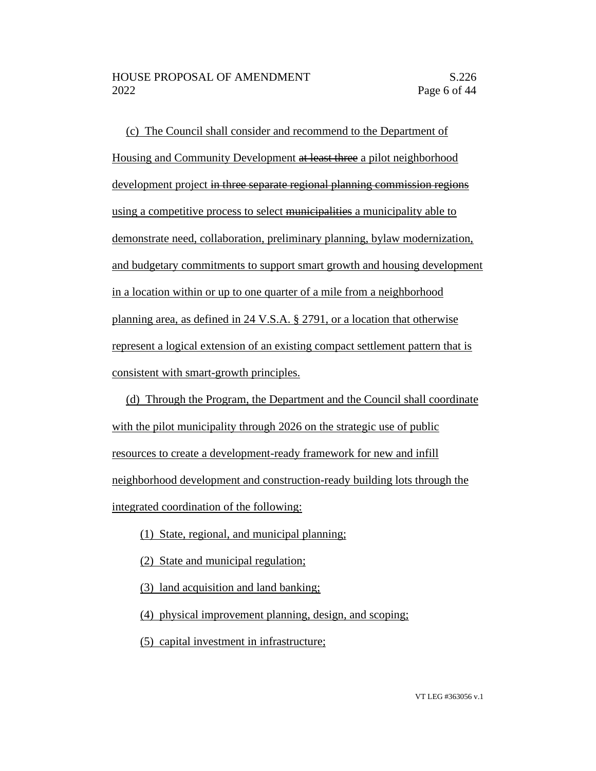(c) The Council shall consider and recommend to the Department of Housing and Community Development ~~at least three~~ a pilot neighborhood development project ~~in three separate regional planning commission regions~~ using a competitive process to select ~~municipalities~~ a municipality able to demonstrate need, collaboration, preliminary planning, bylaw modernization, and budgetary commitments to support smart growth and housing development in a location within or up to one quarter of a mile from a neighborhood planning area, as defined in 24 V.S.A. § 2791, or a location that otherwise represent a logical extension of an existing compact settlement pattern that is consistent with smart-growth principles.

(d) Through the Program, the Department and the Council shall coordinate with the pilot municipality through 2026 on the strategic use of public resources to create a development-ready framework for new and infill neighborhood development and construction-ready building lots through the integrated coordination of the following:

(1) State, regional, and municipal planning;

(2) State and municipal regulation;

(3) land acquisition and land banking;

(4) physical improvement planning, design, and scoping;

(5) capital investment in infrastructure;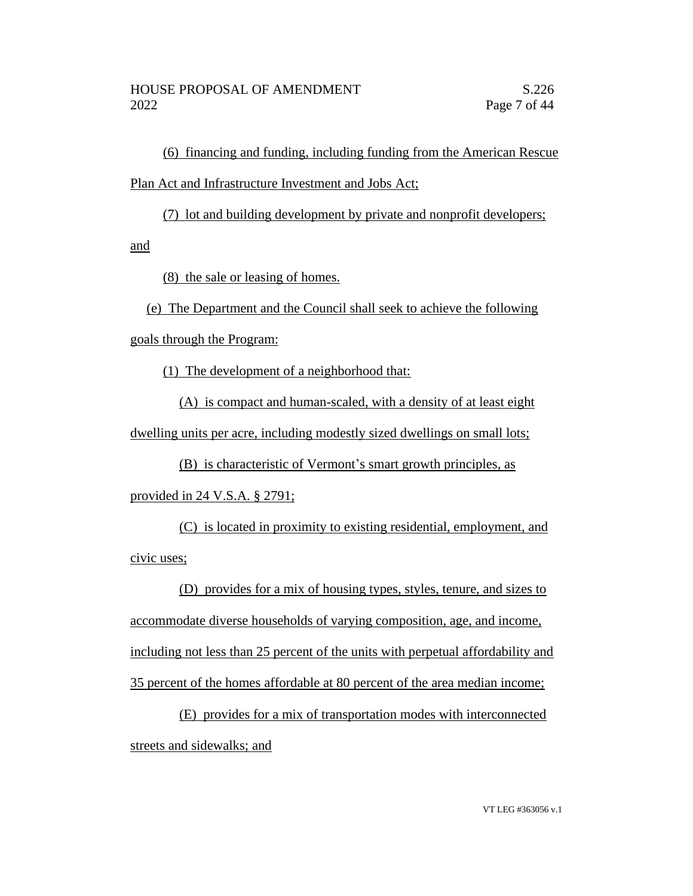(6) financing and funding, including funding from the American Rescue Plan Act and Infrastructure Investment and Jobs Act;

(7) lot and building development by private and nonprofit developers; and

(8) the sale or leasing of homes.

(e) The Department and the Council shall seek to achieve the following goals through the Program:

(1) The development of a neighborhood that:

(A) is compact and human-scaled, with a density of at least eight dwelling units per acre, including modestly sized dwellings on small lots;

(B) is characteristic of Vermont's smart growth principles, as provided in 24 V.S.A. § 2791;

(C) is located in proximity to existing residential, employment, and civic uses;

(D) provides for a mix of housing types, styles, tenure, and sizes to accommodate diverse households of varying composition, age, and income, including not less than 25 percent of the units with perpetual affordability and 35 percent of the homes affordable at 80 percent of the area median income;

(E) provides for a mix of transportation modes with interconnected streets and sidewalks; and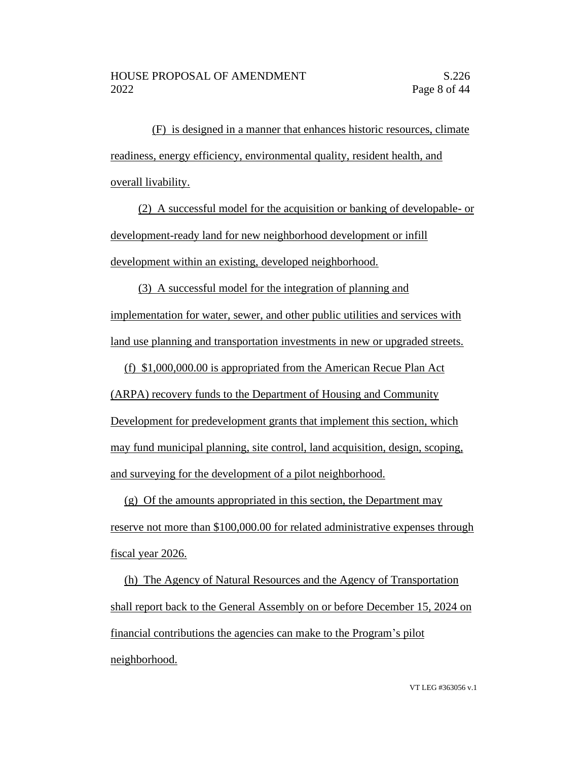(F) is designed in a manner that enhances historic resources, climate readiness, energy efficiency, environmental quality, resident health, and overall livability.

(2) A successful model for the acquisition or banking of developable- or development-ready land for new neighborhood development or infill development within an existing, developed neighborhood.

(3) A successful model for the integration of planning and implementation for water, sewer, and other public utilities and services with land use planning and transportation investments in new or upgraded streets.

(f) $1,000,000.00 is appropriated from the American Recue Plan Act (ARPA) recovery funds to the Department of Housing and Community Development for predevelopment grants that implement this section, which may fund municipal planning, site control, land acquisition, design, scoping, and surveying for the development of a pilot neighborhood.

(g) Of the amounts appropriated in this section, the Department may reserve not more than $100,000.00 for related administrative expenses through fiscal year 2026.

(h) The Agency of Natural Resources and the Agency of Transportation shall report back to the General Assembly on or before December 15, 2024 on financial contributions the agencies can make to the Program's pilot neighborhood.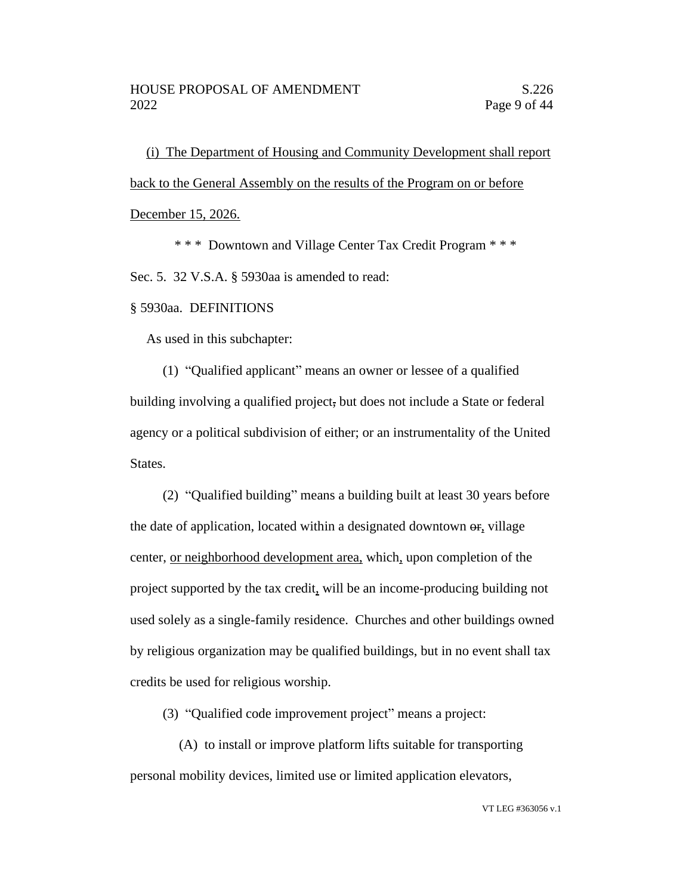(i) The Department of Housing and Community Development shall report back to the General Assembly on the results of the Program on or before December 15, 2026.

\* \* \* Downtown and Village Center Tax Credit Program \* \* \*

Sec. 5. 32 V.S.A. § 5930aa is amended to read:

§ 5930aa. DEFINITIONS

As used in this subchapter:

(1) "Qualified applicant" means an owner or lessee of a qualified building involving a qualified project, but does not include a State or federal agency or a political subdivision of either; or an instrumentality of the United States.

(2) "Qualified building" means a building built at least 30 years before the date of application, located within a designated downtown or, village center, or neighborhood development area, which, upon completion of the project supported by the tax credit, will be an income-producing building not used solely as a single-family residence. Churches and other buildings owned by religious organization may be qualified buildings, but in no event shall tax credits be used for religious worship.

(3) "Qualified code improvement project" means a project:

(A) to install or improve platform lifts suitable for transporting personal mobility devices, limited use or limited application elevators,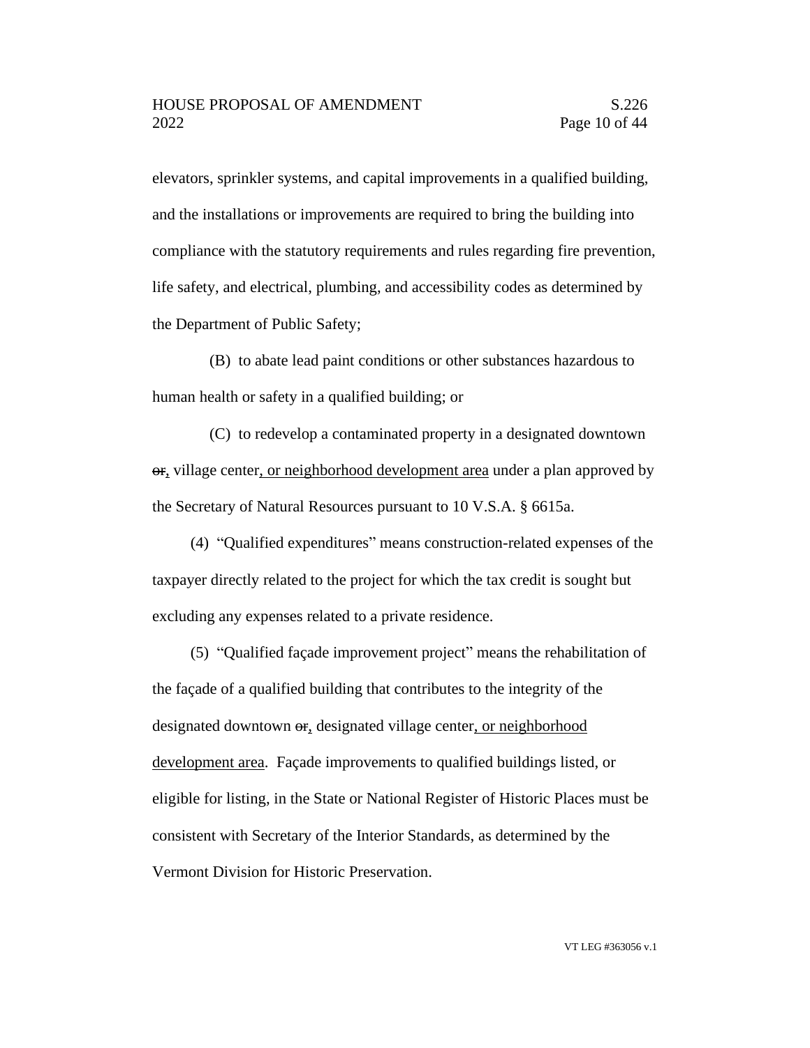elevators, sprinkler systems, and capital improvements in a qualified building, and the installations or improvements are required to bring the building into compliance with the statutory requirements and rules regarding fire prevention, life safety, and electrical, plumbing, and accessibility codes as determined by the Department of Public Safety;

(B) to abate lead paint conditions or other substances hazardous to human health or safety in a qualified building; or

(C) to redevelop a contaminated property in a designated downtown ~~or~~, village center, or neighborhood development area under a plan approved by the Secretary of Natural Resources pursuant to 10 V.S.A. § 6615a.

(4) "Qualified expenditures" means construction-related expenses of the taxpayer directly related to the project for which the tax credit is sought but excluding any expenses related to a private residence.

(5) "Qualified façade improvement project" means the rehabilitation of the façade of a qualified building that contributes to the integrity of the designated downtown ~~or~~, designated village center, or neighborhood development area. Façade improvements to qualified buildings listed, or eligible for listing, in the State or National Register of Historic Places must be consistent with Secretary of the Interior Standards, as determined by the Vermont Division for Historic Preservation.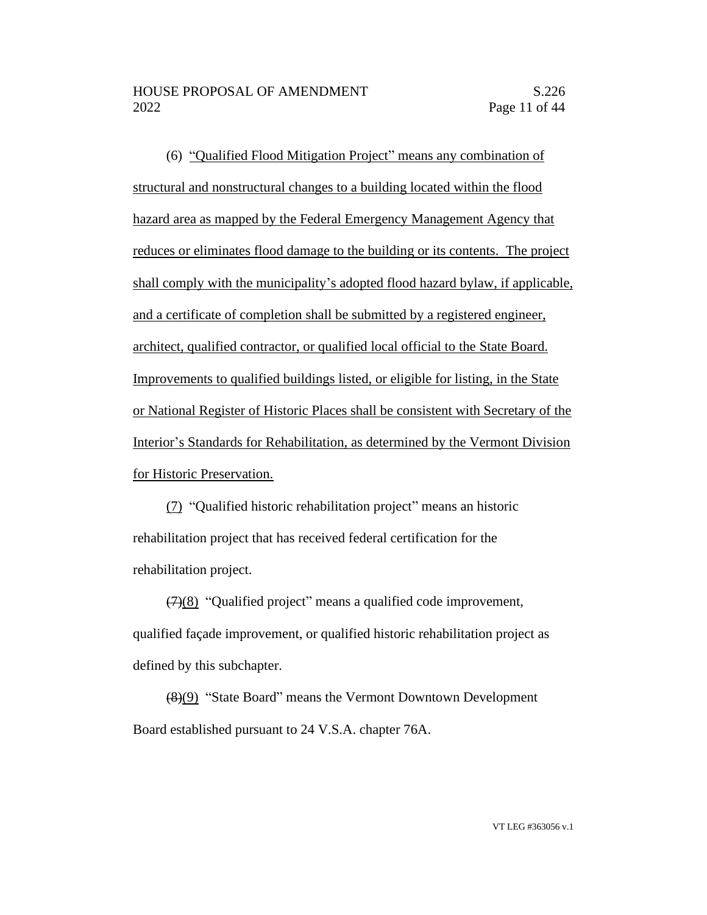(6) <u>"Qualified Flood Mitigation Project" means any combination of structural and nonstructural changes to a building located within the flood hazard area as mapped by the Federal Emergency Management Agency that reduces or eliminates flood damage to the building or its contents. The project shall comply with the municipality's adopted flood hazard bylaw, if applicable, and a certificate of completion shall be submitted by a registered engineer, architect, qualified contractor, or qualified local official to the State Board. Improvements to qualified buildings listed, or eligible for listing, in the State or National Register of Historic Places shall be consistent with Secretary of the Interior's Standards for Rehabilitation, as determined by the Vermont Division for Historic Preservation.</u>

<u>(7)</u> "Qualified historic rehabilitation project" means an historic rehabilitation project that has received federal certification for the rehabilitation project.

~~(7)~~<u>(8)</u> "Qualified project" means a qualified code improvement, qualified façade improvement, or qualified historic rehabilitation project as defined by this subchapter.

~~(8)~~<u>(9)</u> "State Board" means the Vermont Downtown Development Board established pursuant to 24 V.S.A. chapter 76A.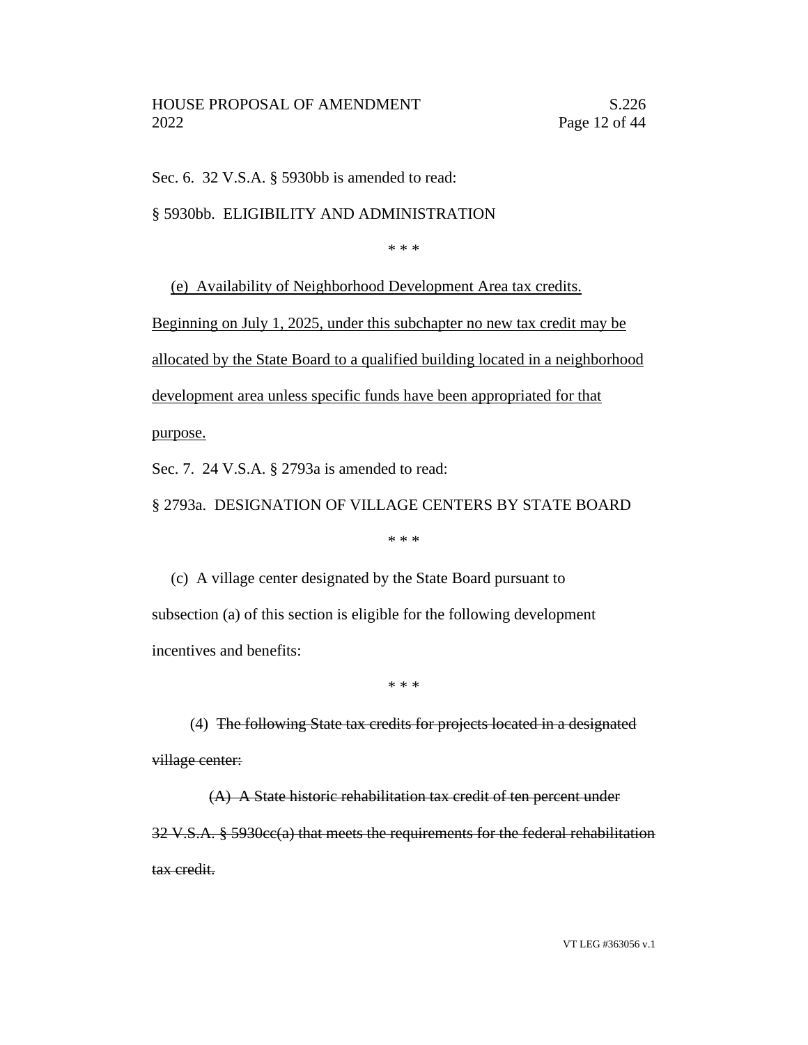Sec. 6. 32 V.S.A. § 5930bb is amended to read:

§ 5930bb. ELIGIBILITY AND ADMINISTRATION

\* \* \*

<u>(e) Availability of Neighborhood Development Area tax credits. Beginning on July 1, 2025, under this subchapter no new tax credit may be allocated by the State Board to a qualified building located in a neighborhood development area unless specific funds have been appropriated for that purpose.</u>

Sec. 7. 24 V.S.A. § 2793a is amended to read:

§ 2793a. DESIGNATION OF VILLAGE CENTERS BY STATE BOARD

\* \* \*

(c) A village center designated by the State Board pursuant to subsection (a) of this section is eligible for the following development incentives and benefits:

\* \* \*

(4) ~~The following State tax credits for projects located in a designated village center:~~

~~(A) A State historic rehabilitation tax credit of ten percent under 32 V.S.A. § 5930cc(a) that meets the requirements for the federal rehabilitation tax credit.~~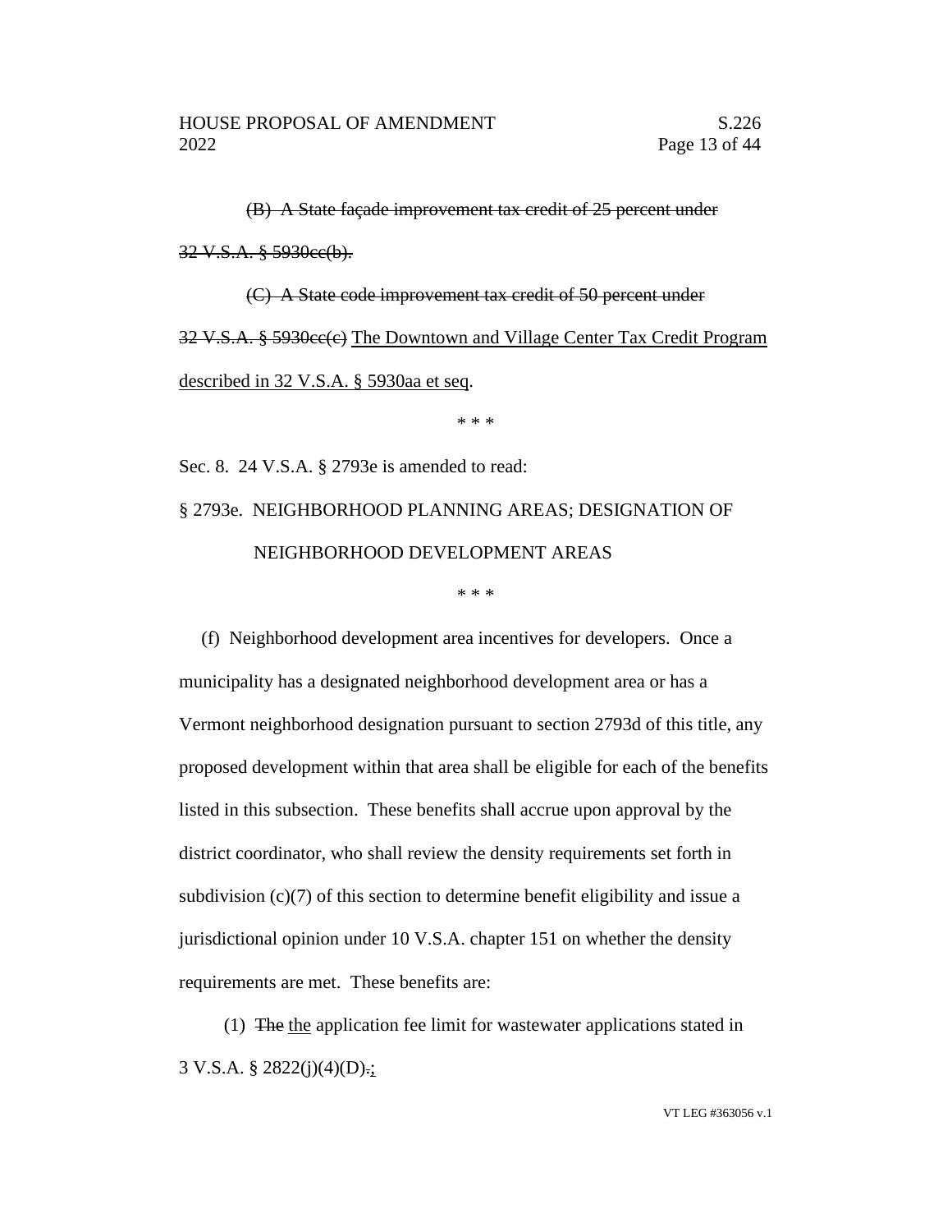~~(B) A State façade improvement tax credit of 25 percent under 32 V.S.A. § 5930cc(b).~~

~~(C) A State code improvement tax credit of 50 percent under 32 V.S.A. § 5930cc(c)~~ <u>The Downtown and Village Center Tax Credit Program described in 32 V.S.A. § 5930aa et seq</u>.

\* \* \*

Sec. 8. 24 V.S.A. § 2793e is amended to read:

§ 2793e. NEIGHBORHOOD PLANNING AREAS; DESIGNATION OF NEIGHBORHOOD DEVELOPMENT AREAS

\* \* \*

(f) Neighborhood development area incentives for developers. Once a municipality has a designated neighborhood development area or has a Vermont neighborhood designation pursuant to section 2793d of this title, any proposed development within that area shall be eligible for each of the benefits listed in this subsection. These benefits shall accrue upon approval by the district coordinator, who shall review the density requirements set forth in subdivision (c)(7) of this section to determine benefit eligibility and issue a jurisdictional opinion under 10 V.S.A. chapter 151 on whether the density requirements are met. These benefits are:

(1) ~~The~~ <u>the</u> application fee limit for wastewater applications stated in 3 V.S.A. § 2822(j)(4)(D)~~.~~<u>;</u>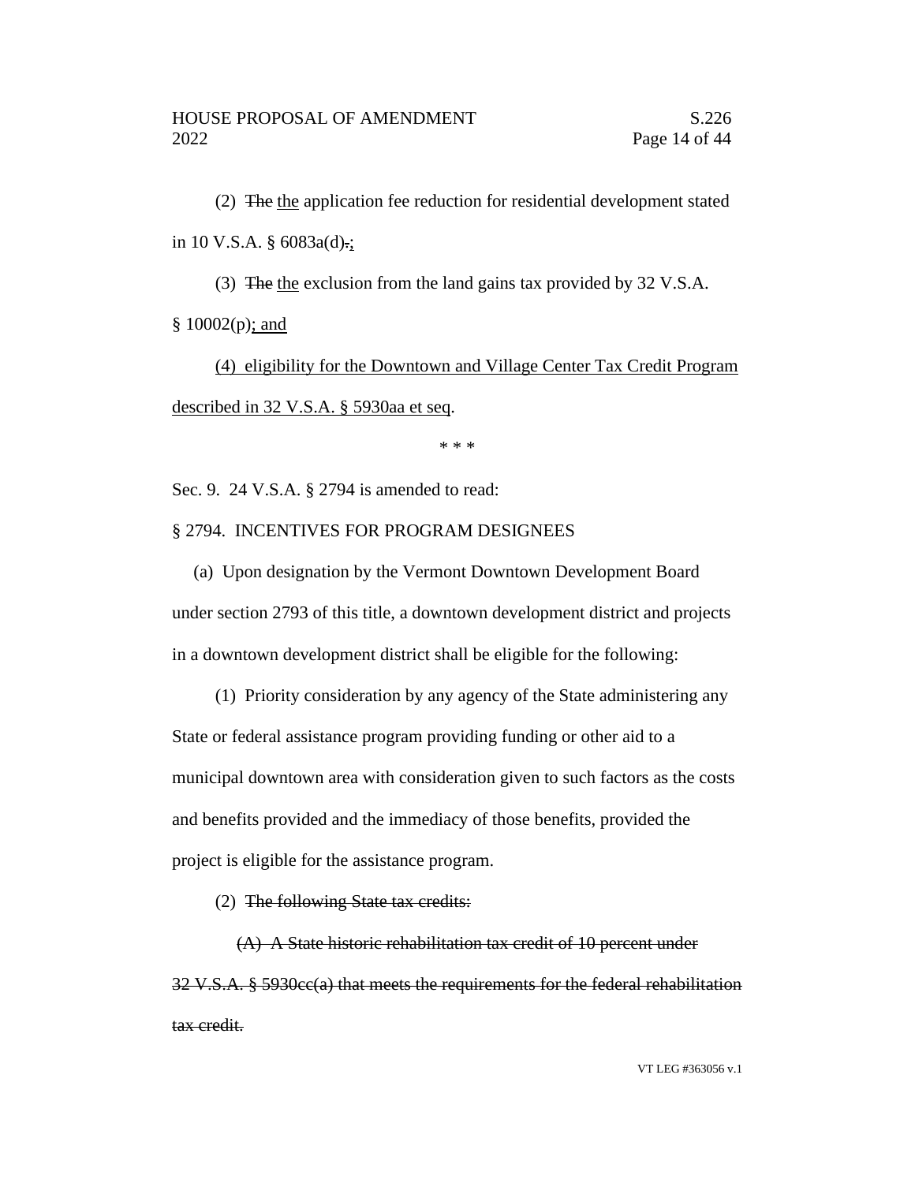(2) ~~The~~ <u>the</u> application fee reduction for residential development stated in 10 V.S.A. § 6083a(d)~~.~~<u>;</u>

(3) ~~The~~ <u>the</u> exclusion from the land gains tax provided by 32 V.S.A. § 10002(p)<u>; and</u>

<u>(4) eligibility for the Downtown and Village Center Tax Credit Program described in 32 V.S.A. § 5930aa et seq</u>.

\* \* \*

Sec. 9. 24 V.S.A. § 2794 is amended to read:

§ 2794. INCENTIVES FOR PROGRAM DESIGNEES

(a) Upon designation by the Vermont Downtown Development Board under section 2793 of this title, a downtown development district and projects in a downtown development district shall be eligible for the following:

(1) Priority consideration by any agency of the State administering any State or federal assistance program providing funding or other aid to a municipal downtown area with consideration given to such factors as the costs and benefits provided and the immediacy of those benefits, provided the project is eligible for the assistance program.

(2) ~~The following State tax credits:~~

~~(A) A State historic rehabilitation tax credit of 10 percent under 32 V.S.A. § 5930cc(a) that meets the requirements for the federal rehabilitation tax credit.~~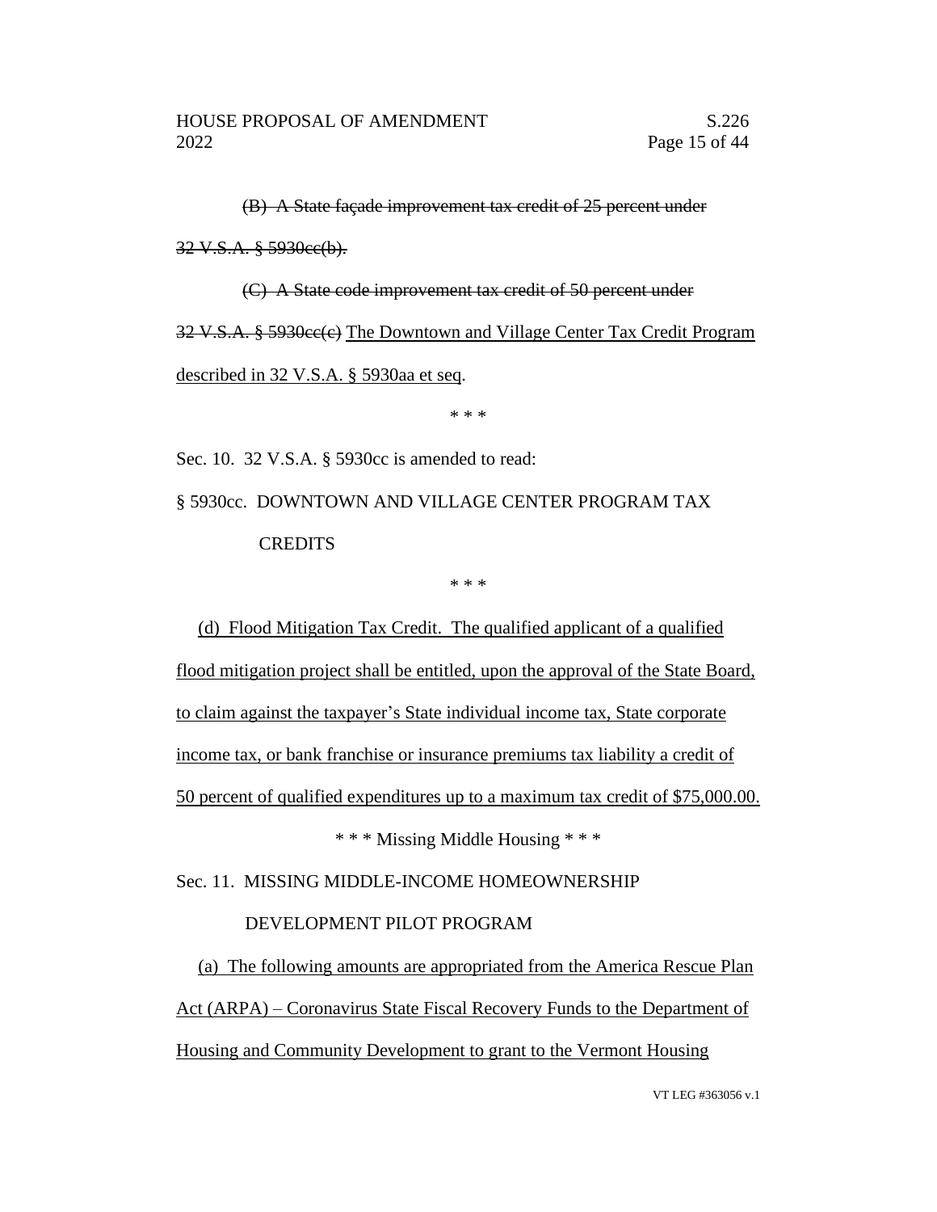~~(B) A State façade improvement tax credit of 25 percent under 32 V.S.A. § 5930cc(b).~~

~~(C) A State code improvement tax credit of 50 percent under 32 V.S.A. § 5930cc(c)~~ <u>The Downtown and Village Center Tax Credit Program described in 32 V.S.A. § 5930aa et seq</u>.

\* \* \*

Sec. 10. 32 V.S.A. § 5930cc is amended to read:

§ 5930cc. DOWNTOWN AND VILLAGE CENTER PROGRAM TAX CREDITS

\* \* \*

<u>(d) Flood Mitigation Tax Credit. The qualified applicant of a qualified flood mitigation project shall be entitled, upon the approval of the State Board, to claim against the taxpayer's State individual income tax, State corporate income tax, or bank franchise or insurance premiums tax liability a credit of 50 percent of qualified expenditures up to a maximum tax credit of $75,000.00.</u>

\* \* \* Missing Middle Housing \* \* \*

Sec. 11. MISSING MIDDLE-INCOME HOMEOWNERSHIP DEVELOPMENT PILOT PROGRAM

<u>(a) The following amounts are appropriated from the America Rescue Plan Act (ARPA) – Coronavirus State Fiscal Recovery Funds to the Department of Housing and Community Development to grant to the Vermont Housing</u>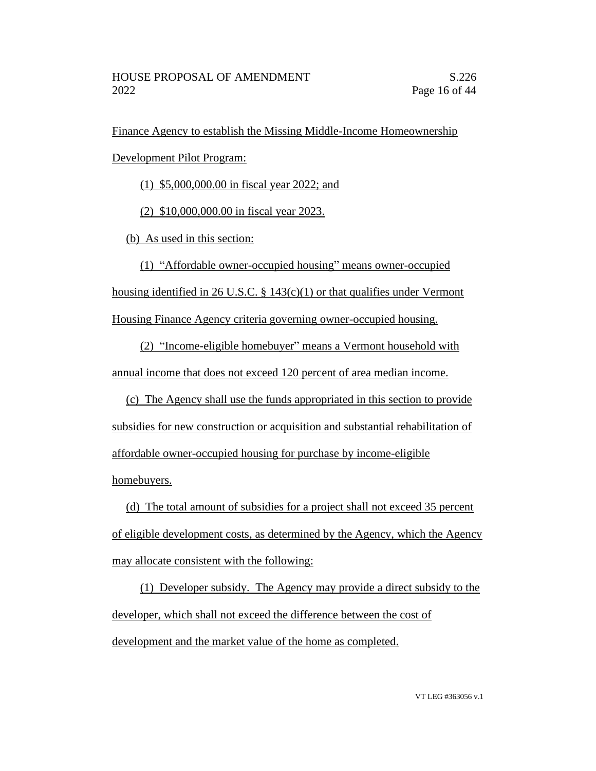Finance Agency to establish the Missing Middle-Income Homeownership Development Pilot Program:

(1) $5,000,000.00 in fiscal year 2022; and

(2) $10,000,000.00 in fiscal year 2023.

(b) As used in this section:

(1) "Affordable owner-occupied housing" means owner-occupied housing identified in 26 U.S.C. § 143(c)(1) or that qualifies under Vermont Housing Finance Agency criteria governing owner-occupied housing.

(2) "Income-eligible homebuyer" means a Vermont household with annual income that does not exceed 120 percent of area median income.

(c) The Agency shall use the funds appropriated in this section to provide subsidies for new construction or acquisition and substantial rehabilitation of affordable owner-occupied housing for purchase by income-eligible homebuyers.

(d) The total amount of subsidies for a project shall not exceed 35 percent of eligible development costs, as determined by the Agency, which the Agency may allocate consistent with the following:

(1) Developer subsidy. The Agency may provide a direct subsidy to the developer, which shall not exceed the difference between the cost of development and the market value of the home as completed.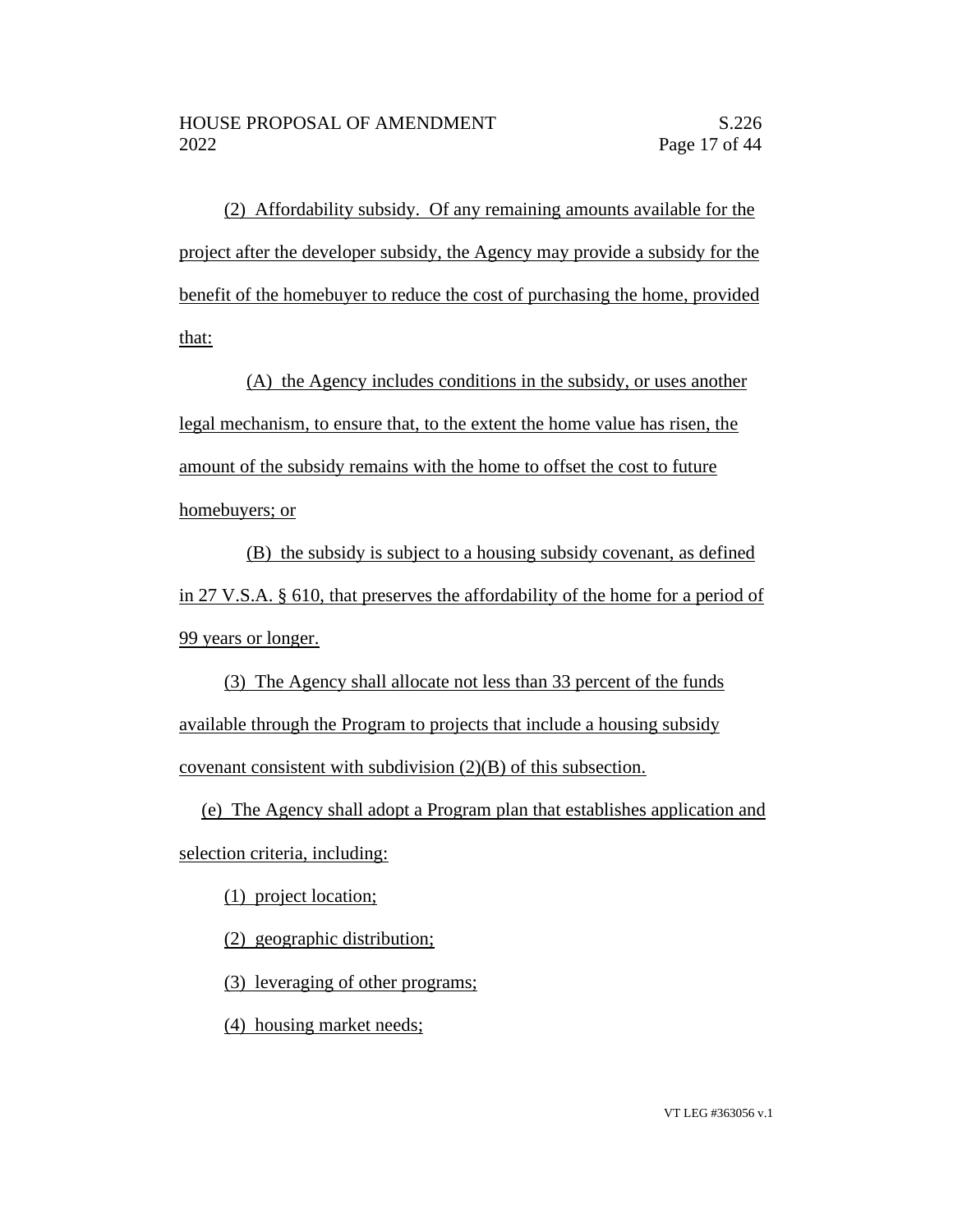(2) Affordability subsidy. Of any remaining amounts available for the project after the developer subsidy, the Agency may provide a subsidy for the benefit of the homebuyer to reduce the cost of purchasing the home, provided that:

(A) the Agency includes conditions in the subsidy, or uses another legal mechanism, to ensure that, to the extent the home value has risen, the amount of the subsidy remains with the home to offset the cost to future homebuyers; or

(B) the subsidy is subject to a housing subsidy covenant, as defined in 27 V.S.A. § 610, that preserves the affordability of the home for a period of 99 years or longer.

(3) The Agency shall allocate not less than 33 percent of the funds available through the Program to projects that include a housing subsidy covenant consistent with subdivision (2)(B) of this subsection.

(e) The Agency shall adopt a Program plan that establishes application and selection criteria, including:

(1) project location;

(2) geographic distribution;

(3) leveraging of other programs;

(4) housing market needs;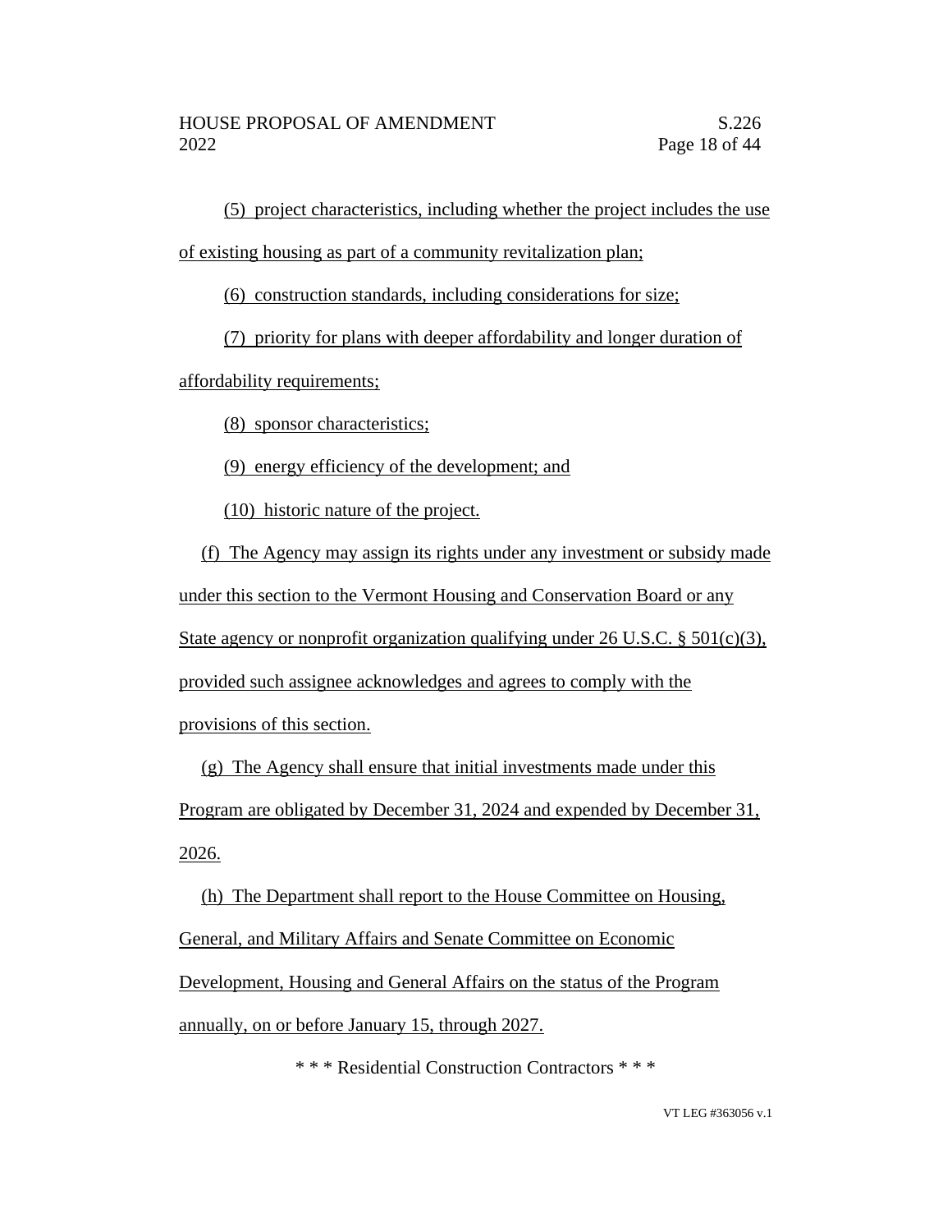(5) project characteristics, including whether the project includes the use of existing housing as part of a community revitalization plan;

(6) construction standards, including considerations for size;

(7) priority for plans with deeper affordability and longer duration of affordability requirements;

(8) sponsor characteristics;

(9) energy efficiency of the development; and

(10) historic nature of the project.

(f) The Agency may assign its rights under any investment or subsidy made under this section to the Vermont Housing and Conservation Board or any State agency or nonprofit organization qualifying under 26 U.S.C. § 501(c)(3), provided such assignee acknowledges and agrees to comply with the provisions of this section.

(g) The Agency shall ensure that initial investments made under this Program are obligated by December 31, 2024 and expended by December 31, 2026.

(h) The Department shall report to the House Committee on Housing, General, and Military Affairs and Senate Committee on Economic Development, Housing and General Affairs on the status of the Program annually, on or before January 15, through 2027.

\* \* \* Residential Construction Contractors \* \* \*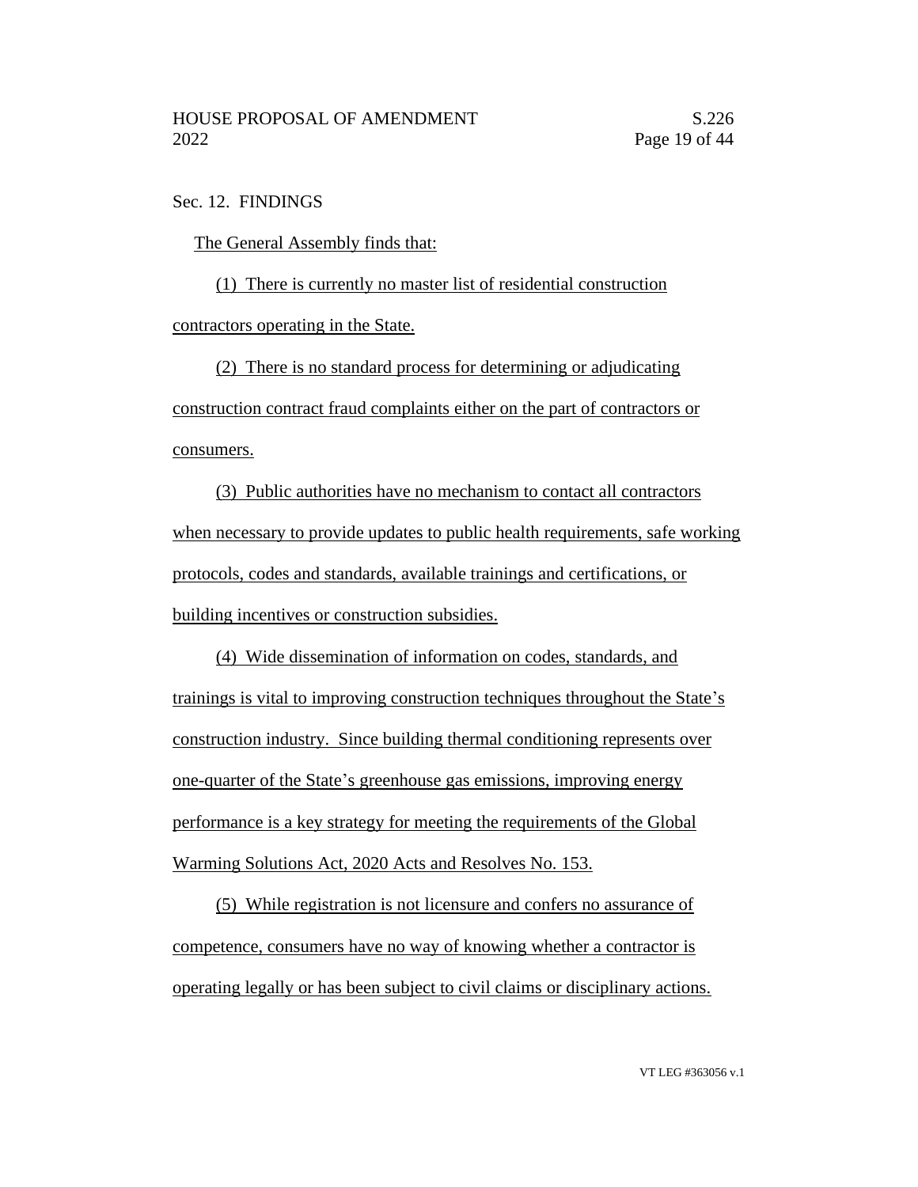Sec. 12. FINDINGS

The General Assembly finds that:

(1) There is currently no master list of residential construction contractors operating in the State.

(2) There is no standard process for determining or adjudicating construction contract fraud complaints either on the part of contractors or consumers.

(3) Public authorities have no mechanism to contact all contractors when necessary to provide updates to public health requirements, safe working protocols, codes and standards, available trainings and certifications, or building incentives or construction subsidies.

(4) Wide dissemination of information on codes, standards, and trainings is vital to improving construction techniques throughout the State's construction industry. Since building thermal conditioning represents over one-quarter of the State's greenhouse gas emissions, improving energy performance is a key strategy for meeting the requirements of the Global Warming Solutions Act, 2020 Acts and Resolves No. 153.

(5) While registration is not licensure and confers no assurance of competence, consumers have no way of knowing whether a contractor is operating legally or has been subject to civil claims or disciplinary actions.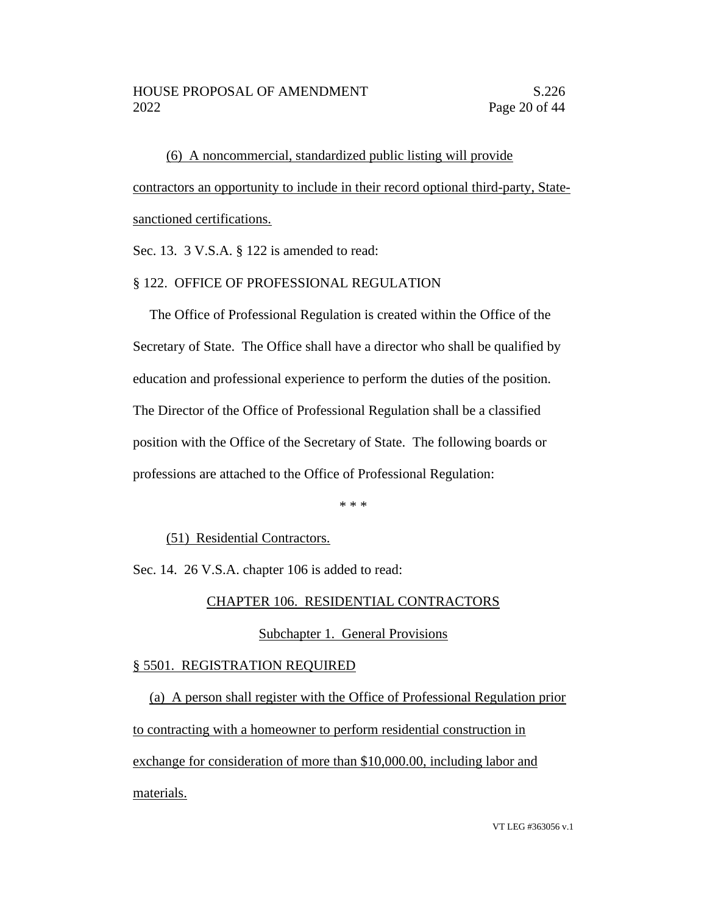(6) A noncommercial, standardized public listing will provide contractors an opportunity to include in their record optional third-party, State-sanctioned certifications.

Sec. 13. 3 V.S.A. § 122 is amended to read:

§ 122. OFFICE OF PROFESSIONAL REGULATION

The Office of Professional Regulation is created within the Office of the Secretary of State. The Office shall have a director who shall be qualified by education and professional experience to perform the duties of the position. The Director of the Office of Professional Regulation shall be a classified position with the Office of the Secretary of State. The following boards or professions are attached to the Office of Professional Regulation:

\* \* \*

(51) Residential Contractors.

Sec. 14. 26 V.S.A. chapter 106 is added to read:

CHAPTER 106. RESIDENTIAL CONTRACTORS

Subchapter 1. General Provisions

§ 5501. REGISTRATION REQUIRED

(a) A person shall register with the Office of Professional Regulation prior to contracting with a homeowner to perform residential construction in exchange for consideration of more than $10,000.00, including labor and materials.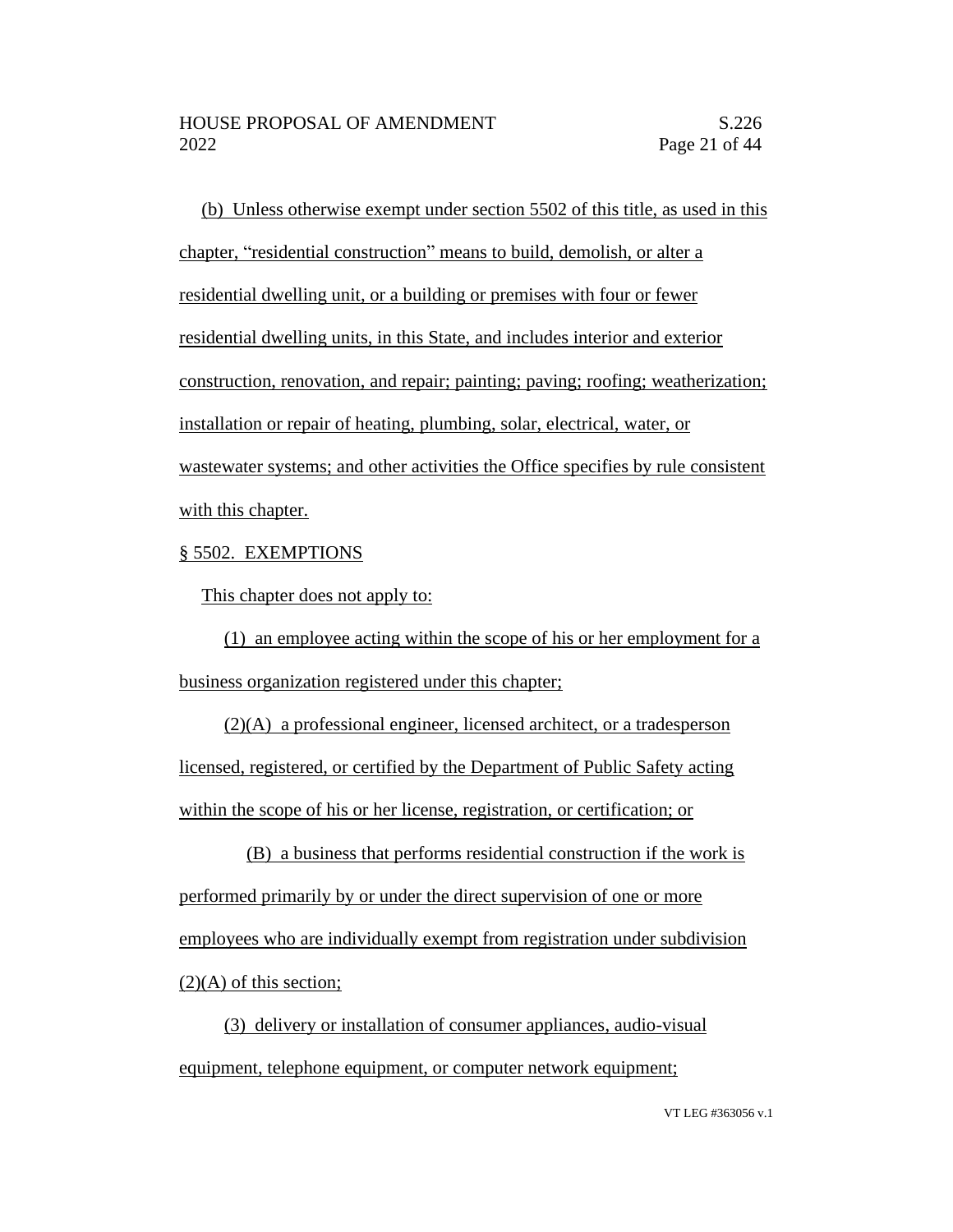(b) Unless otherwise exempt under section 5502 of this title, as used in this chapter, "residential construction" means to build, demolish, or alter a residential dwelling unit, or a building or premises with four or fewer residential dwelling units, in this State, and includes interior and exterior construction, renovation, and repair; painting; paving; roofing; weatherization; installation or repair of heating, plumbing, solar, electrical, water, or wastewater systems; and other activities the Office specifies by rule consistent with this chapter.

§ 5502. EXEMPTIONS

This chapter does not apply to:

(1) an employee acting within the scope of his or her employment for a business organization registered under this chapter;

(2)(A) a professional engineer, licensed architect, or a tradesperson licensed, registered, or certified by the Department of Public Safety acting within the scope of his or her license, registration, or certification; or

(B) a business that performs residential construction if the work is performed primarily by or under the direct supervision of one or more employees who are individually exempt from registration under subdivision (2)(A) of this section;

(3) delivery or installation of consumer appliances, audio-visual equipment, telephone equipment, or computer network equipment;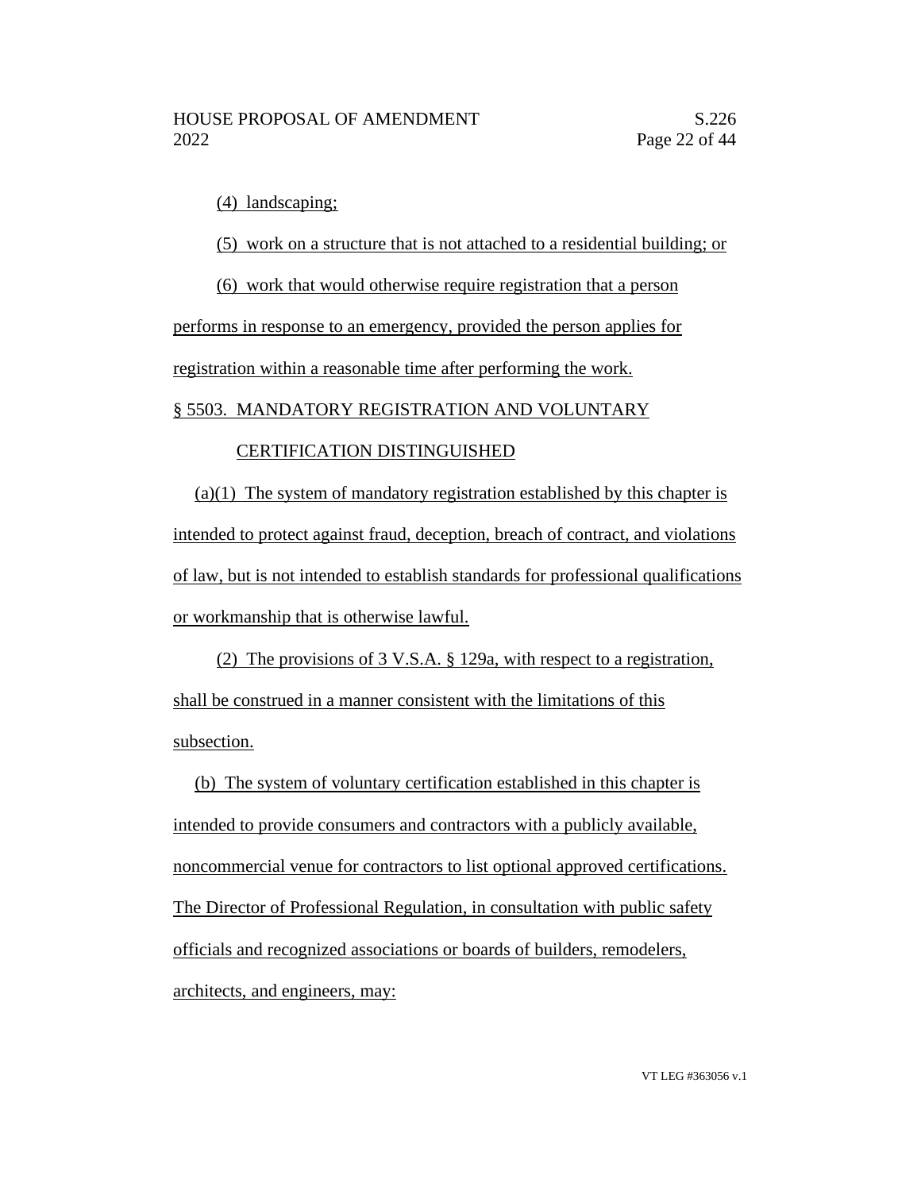(4) landscaping;

(5) work on a structure that is not attached to a residential building; or

(6) work that would otherwise require registration that a person performs in response to an emergency, provided the person applies for registration within a reasonable time after performing the work.

§ 5503. MANDATORY REGISTRATION AND VOLUNTARY CERTIFICATION DISTINGUISHED

(a)(1) The system of mandatory registration established by this chapter is intended to protect against fraud, deception, breach of contract, and violations of law, but is not intended to establish standards for professional qualifications or workmanship that is otherwise lawful.

(2) The provisions of 3 V.S.A. § 129a, with respect to a registration, shall be construed in a manner consistent with the limitations of this subsection.

(b) The system of voluntary certification established in this chapter is intended to provide consumers and contractors with a publicly available, noncommercial venue for contractors to list optional approved certifications. The Director of Professional Regulation, in consultation with public safety officials and recognized associations or boards of builders, remodelers, architects, and engineers, may: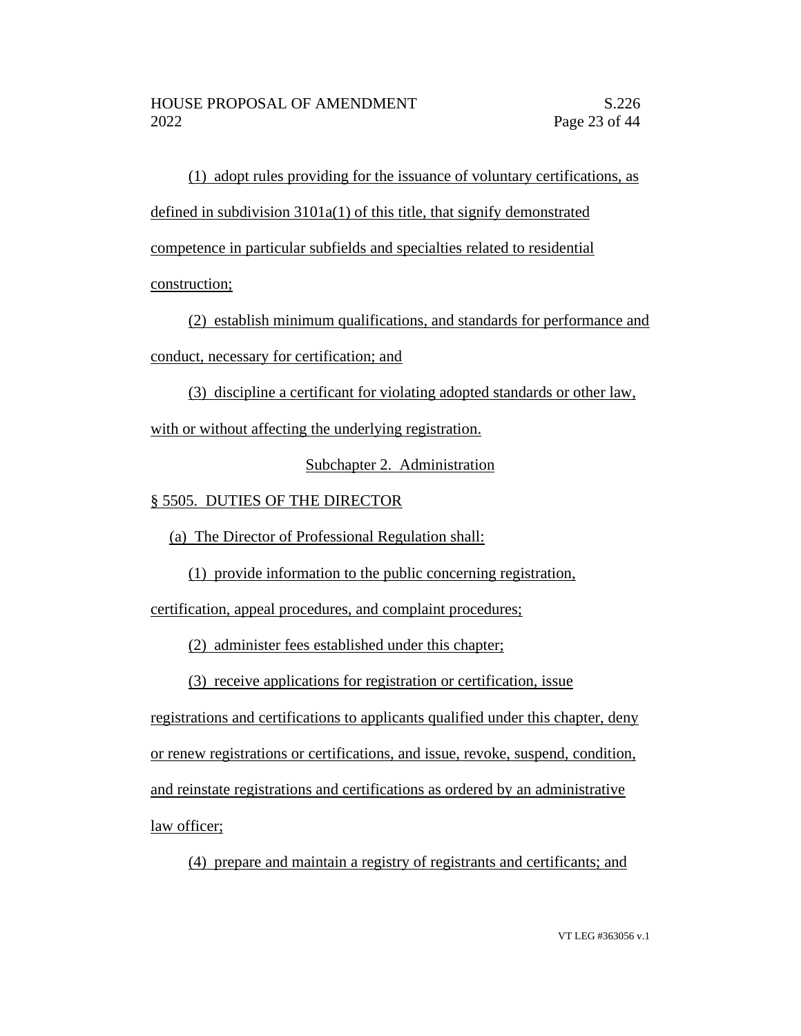(1) adopt rules providing for the issuance of voluntary certifications, as defined in subdivision 3101a(1) of this title, that signify demonstrated competence in particular subfields and specialties related to residential construction;

(2) establish minimum qualifications, and standards for performance and conduct, necessary for certification; and

(3) discipline a certificant for violating adopted standards or other law, with or without affecting the underlying registration.

Subchapter 2. Administration

§ 5505. DUTIES OF THE DIRECTOR

(a) The Director of Professional Regulation shall:

(1) provide information to the public concerning registration, certification, appeal procedures, and complaint procedures;

(2) administer fees established under this chapter;

(3) receive applications for registration or certification, issue registrations and certifications to applicants qualified under this chapter, deny or renew registrations or certifications, and issue, revoke, suspend, condition, and reinstate registrations and certifications as ordered by an administrative law officer;

(4) prepare and maintain a registry of registrants and certificants; and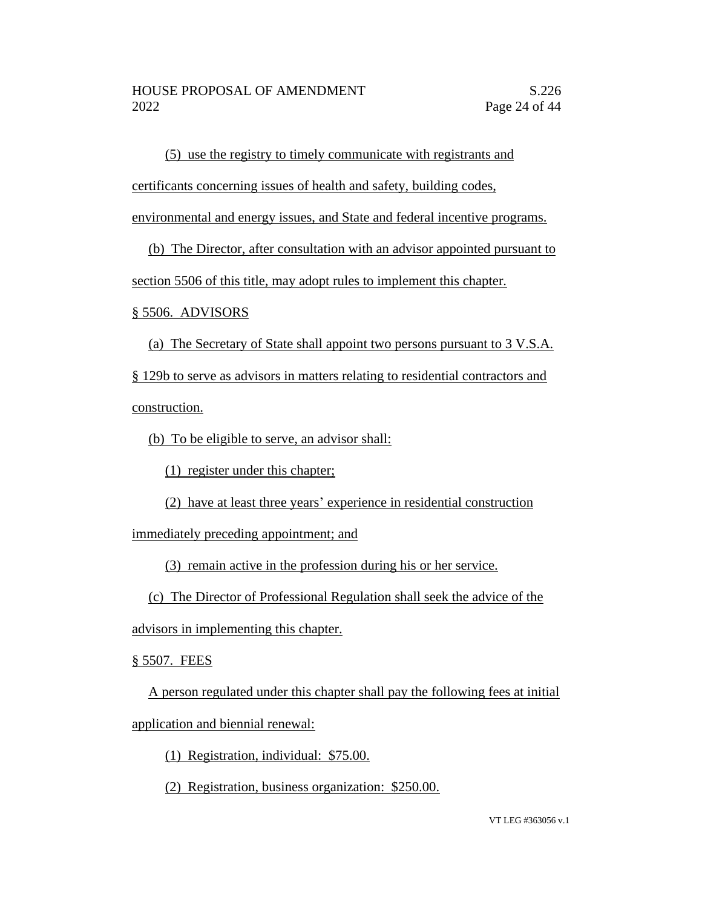(5) use the registry to timely communicate with registrants and certificants concerning issues of health and safety, building codes, environmental and energy issues, and State and federal incentive programs.

(b) The Director, after consultation with an advisor appointed pursuant to section 5506 of this title, may adopt rules to implement this chapter.

§ 5506. ADVISORS

(a) The Secretary of State shall appoint two persons pursuant to 3 V.S.A. § 129b to serve as advisors in matters relating to residential contractors and construction.

(b) To be eligible to serve, an advisor shall:

(1) register under this chapter;

(2) have at least three years' experience in residential construction immediately preceding appointment; and

(3) remain active in the profession during his or her service.

(c) The Director of Professional Regulation shall seek the advice of the advisors in implementing this chapter.

§ 5507. FEES

A person regulated under this chapter shall pay the following fees at initial application and biennial renewal:

(1) Registration, individual: $75.00.

(2) Registration, business organization: $250.00.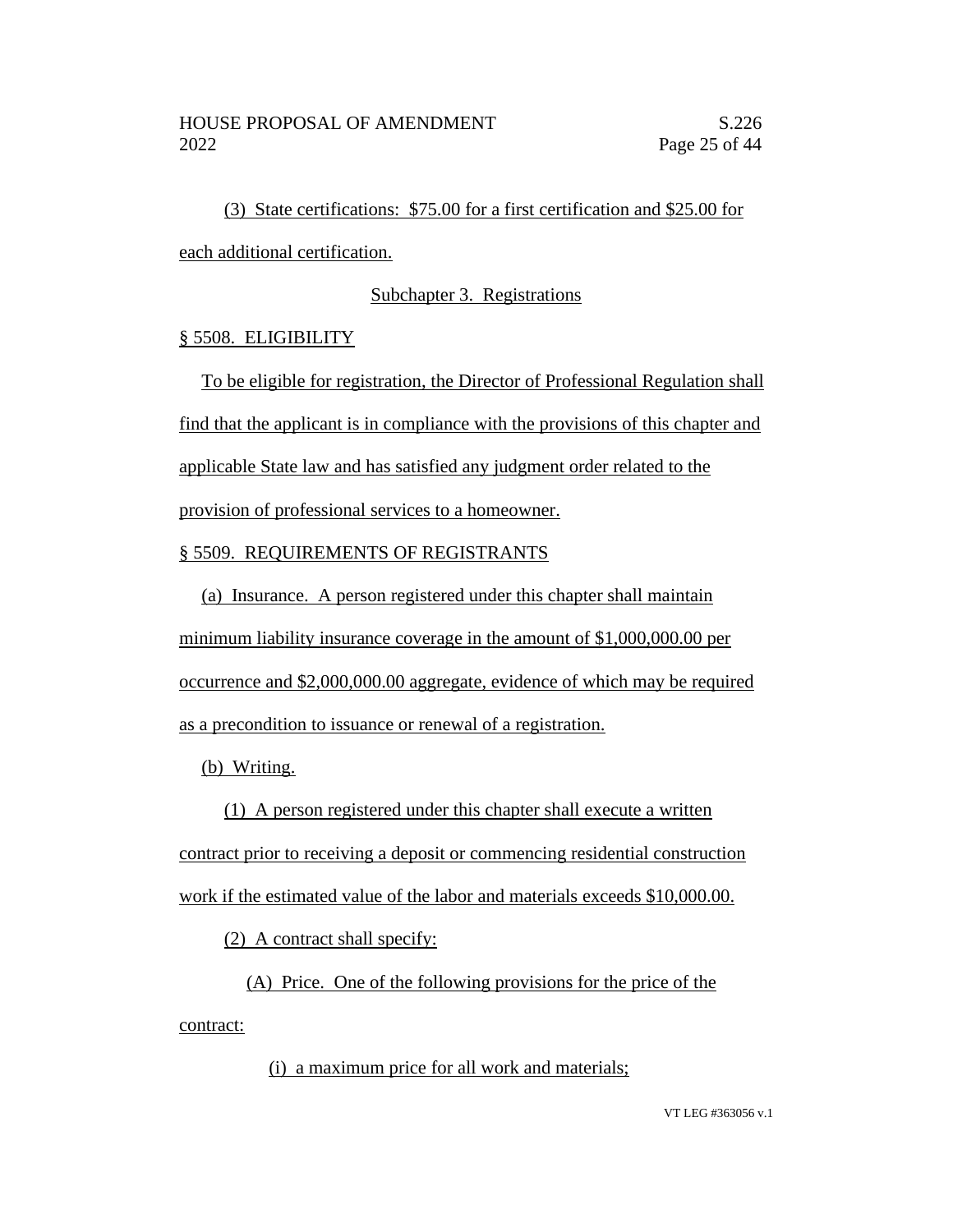(3) State certifications: $75.00 for a first certification and $25.00 for each additional certification.

Subchapter 3. Registrations

§ 5508. ELIGIBILITY

To be eligible for registration, the Director of Professional Regulation shall find that the applicant is in compliance with the provisions of this chapter and applicable State law and has satisfied any judgment order related to the provision of professional services to a homeowner.

§ 5509. REQUIREMENTS OF REGISTRANTS

(a) Insurance. A person registered under this chapter shall maintain minimum liability insurance coverage in the amount of $1,000,000.00 per occurrence and $2,000,000.00 aggregate, evidence of which may be required as a precondition to issuance or renewal of a registration.

(b) Writing.

(1) A person registered under this chapter shall execute a written contract prior to receiving a deposit or commencing residential construction work if the estimated value of the labor and materials exceeds $10,000.00.

(2) A contract shall specify:

(A) Price. One of the following provisions for the price of the contract:

(i) a maximum price for all work and materials;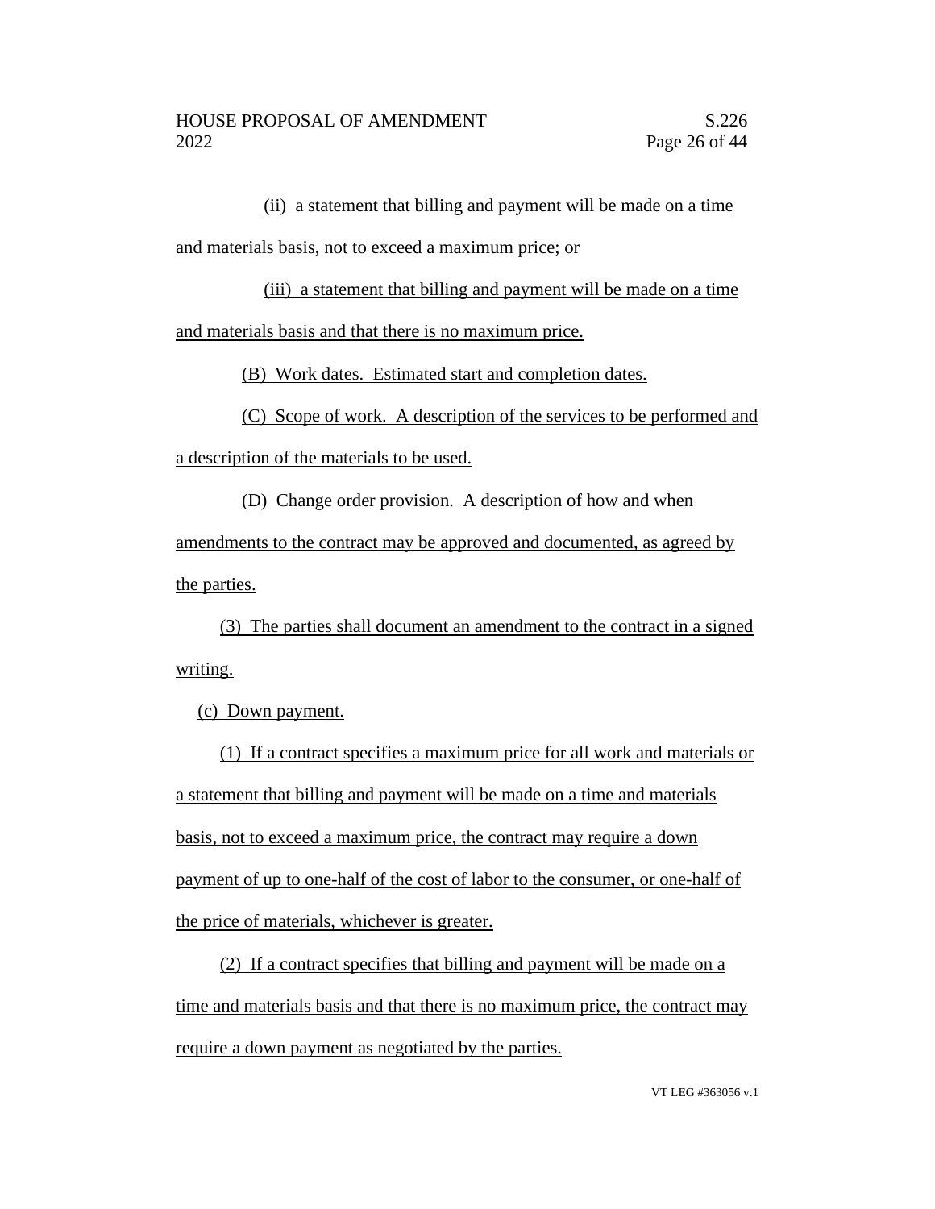(ii) a statement that billing and payment will be made on a time and materials basis, not to exceed a maximum price; or

(iii) a statement that billing and payment will be made on a time and materials basis and that there is no maximum price.

(B) Work dates. Estimated start and completion dates.

(C) Scope of work. A description of the services to be performed and a description of the materials to be used.

(D) Change order provision. A description of how and when amendments to the contract may be approved and documented, as agreed by the parties.

(3) The parties shall document an amendment to the contract in a signed writing.

(c) Down payment.

(1) If a contract specifies a maximum price for all work and materials or a statement that billing and payment will be made on a time and materials basis, not to exceed a maximum price, the contract may require a down payment of up to one-half of the cost of labor to the consumer, or one-half of the price of materials, whichever is greater.

(2) If a contract specifies that billing and payment will be made on a time and materials basis and that there is no maximum price, the contract may require a down payment as negotiated by the parties.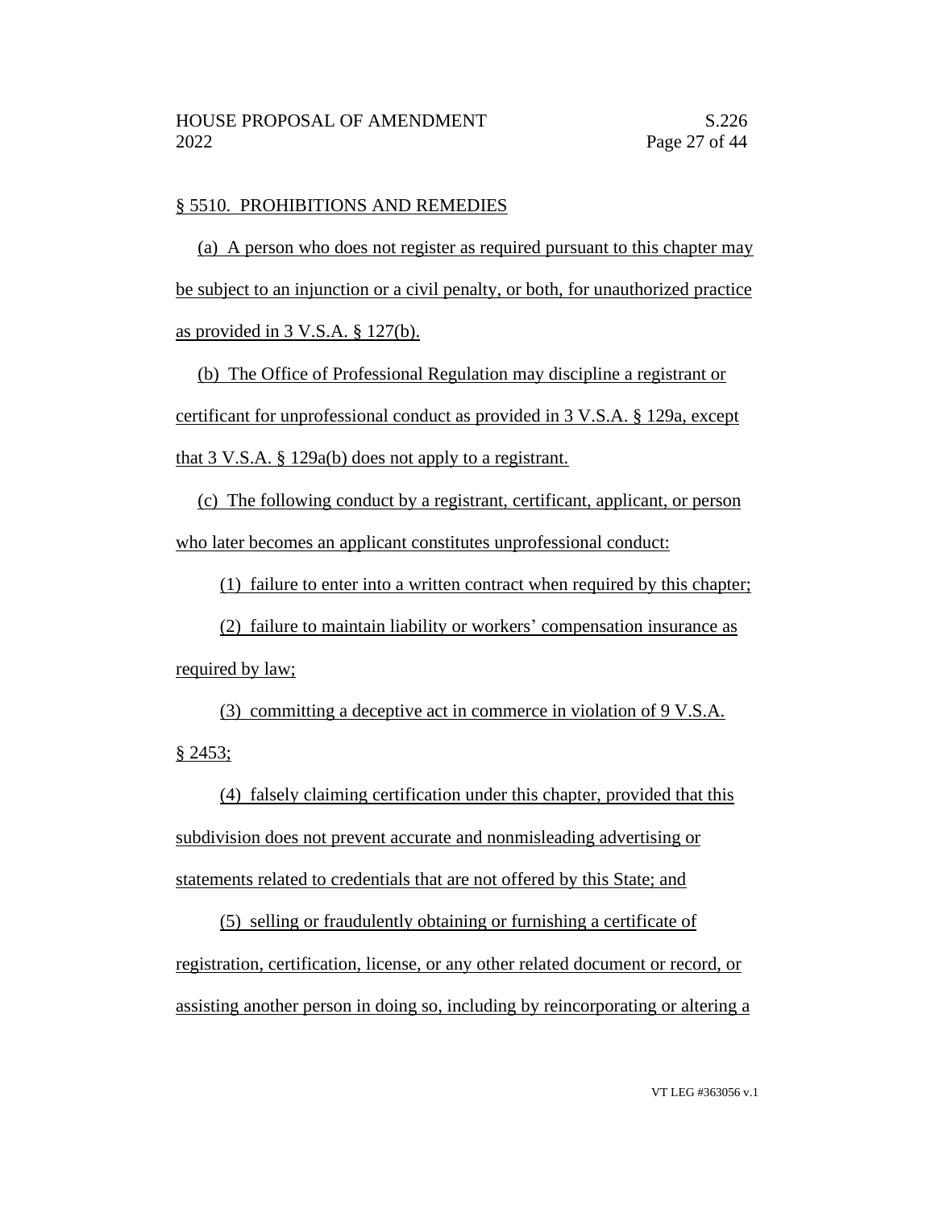§ 5510. PROHIBITIONS AND REMEDIES

(a) A person who does not register as required pursuant to this chapter may be subject to an injunction or a civil penalty, or both, for unauthorized practice as provided in 3 V.S.A. § 127(b).

(b) The Office of Professional Regulation may discipline a registrant or certificant for unprofessional conduct as provided in 3 V.S.A. § 129a, except that 3 V.S.A. § 129a(b) does not apply to a registrant.

(c) The following conduct by a registrant, certificant, applicant, or person who later becomes an applicant constitutes unprofessional conduct:

(1) failure to enter into a written contract when required by this chapter;

(2) failure to maintain liability or workers' compensation insurance as required by law;

(3) committing a deceptive act in commerce in violation of 9 V.S.A. § 2453;

(4) falsely claiming certification under this chapter, provided that this subdivision does not prevent accurate and nonmisleading advertising or statements related to credentials that are not offered by this State; and

(5) selling or fraudulently obtaining or furnishing a certificate of registration, certification, license, or any other related document or record, or assisting another person in doing so, including by reincorporating or altering a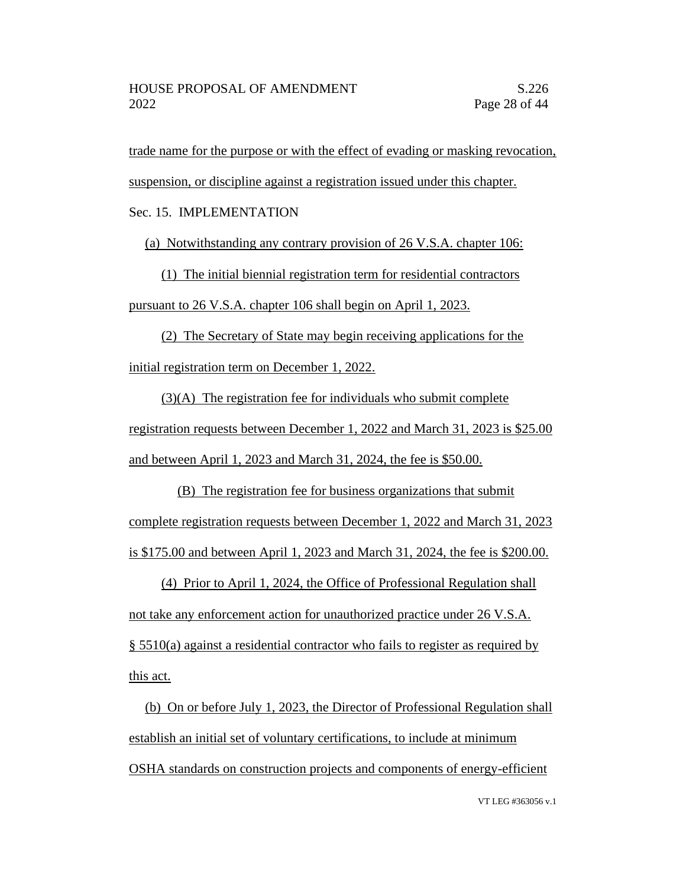trade name for the purpose or with the effect of evading or masking revocation, suspension, or discipline against a registration issued under this chapter.

Sec. 15. IMPLEMENTATION

(a) Notwithstanding any contrary provision of 26 V.S.A. chapter 106:

(1) The initial biennial registration term for residential contractors pursuant to 26 V.S.A. chapter 106 shall begin on April 1, 2023.

(2) The Secretary of State may begin receiving applications for the initial registration term on December 1, 2022.

(3)(A) The registration fee for individuals who submit complete registration requests between December 1, 2022 and March 31, 2023 is $25.00 and between April 1, 2023 and March 31, 2024, the fee is $50.00.

(B) The registration fee for business organizations that submit complete registration requests between December 1, 2022 and March 31, 2023 is $175.00 and between April 1, 2023 and March 31, 2024, the fee is $200.00.

(4) Prior to April 1, 2024, the Office of Professional Regulation shall not take any enforcement action for unauthorized practice under 26 V.S.A. § 5510(a) against a residential contractor who fails to register as required by this act.

(b) On or before July 1, 2023, the Director of Professional Regulation shall establish an initial set of voluntary certifications, to include at minimum OSHA standards on construction projects and components of energy-efficient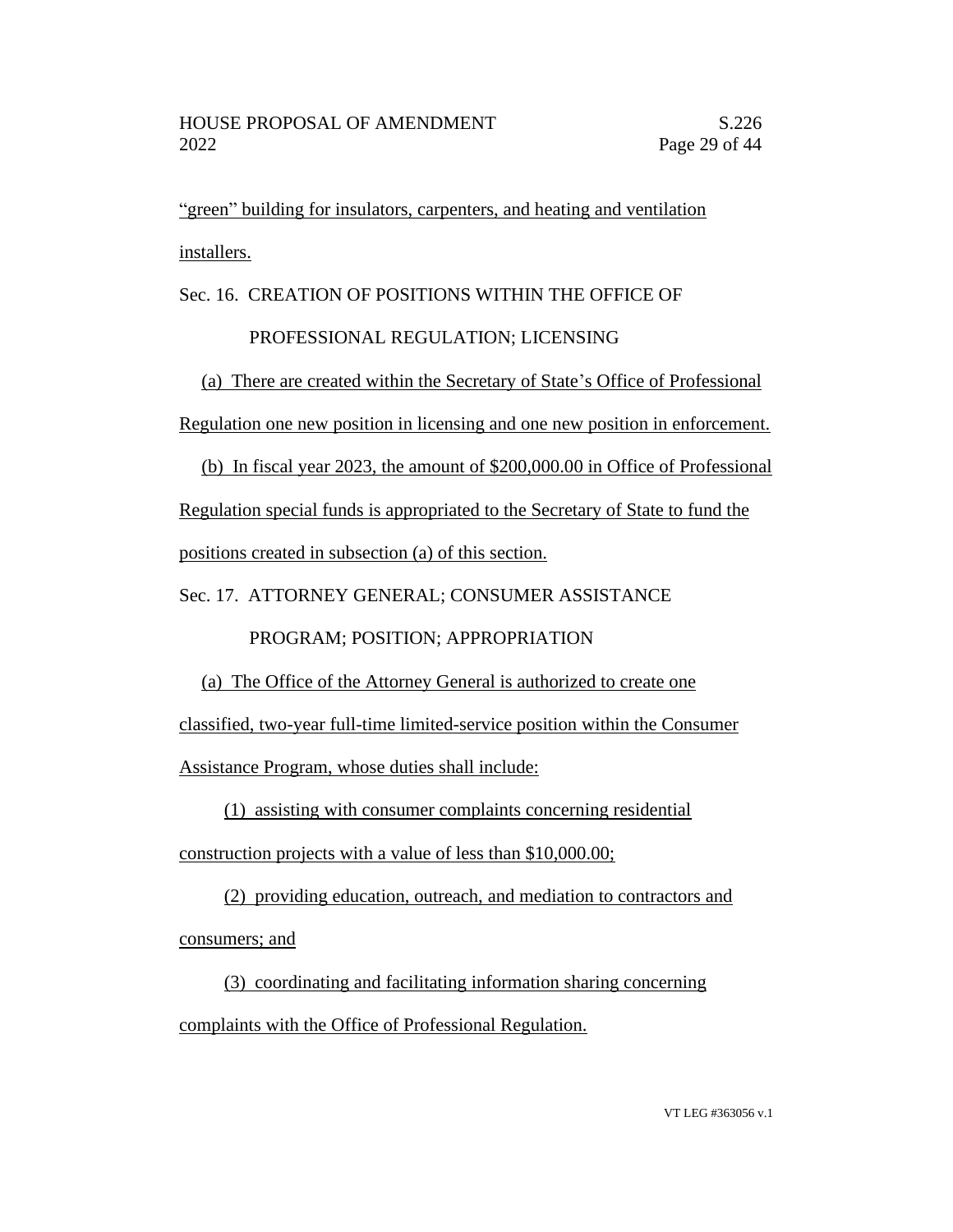"green" building for insulators, carpenters, and heating and ventilation installers.

Sec. 16. CREATION OF POSITIONS WITHIN THE OFFICE OF PROFESSIONAL REGULATION; LICENSING

(a) There are created within the Secretary of State's Office of Professional Regulation one new position in licensing and one new position in enforcement.

(b) In fiscal year 2023, the amount of $200,000.00 in Office of Professional Regulation special funds is appropriated to the Secretary of State to fund the positions created in subsection (a) of this section.

Sec. 17. ATTORNEY GENERAL; CONSUMER ASSISTANCE PROGRAM; POSITION; APPROPRIATION

(a) The Office of the Attorney General is authorized to create one classified, two-year full-time limited-service position within the Consumer Assistance Program, whose duties shall include:

(1) assisting with consumer complaints concerning residential construction projects with a value of less than $10,000.00;

(2) providing education, outreach, and mediation to contractors and consumers; and

(3) coordinating and facilitating information sharing concerning complaints with the Office of Professional Regulation.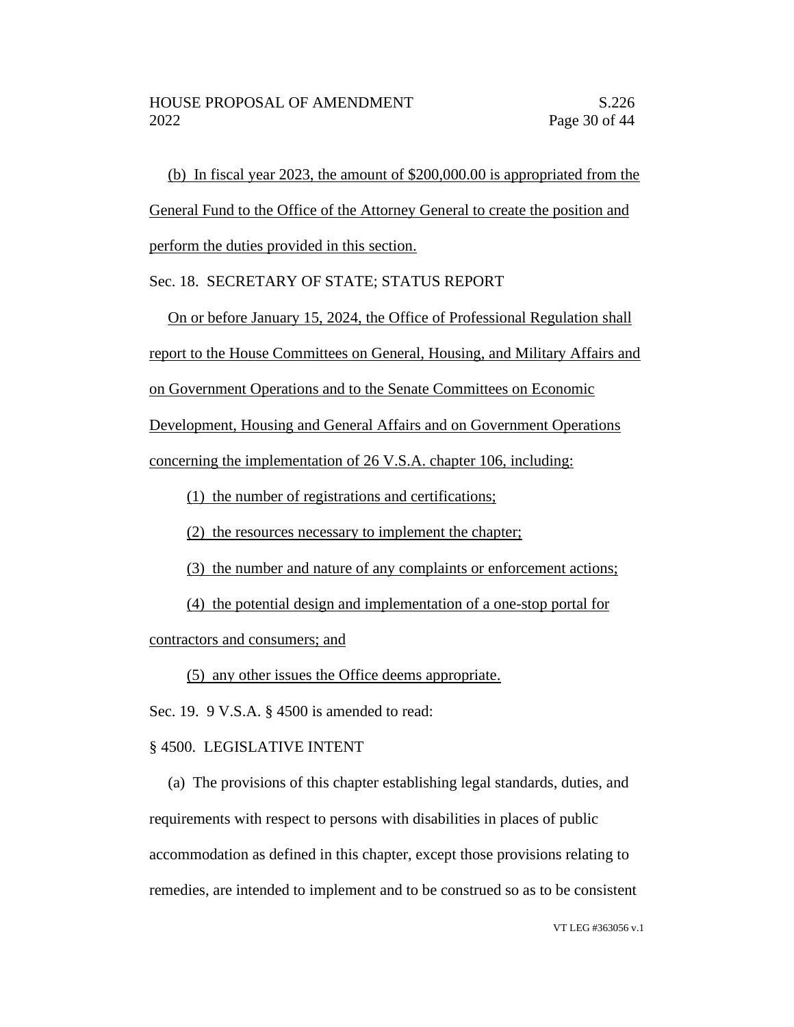(b) In fiscal year 2023, the amount of $200,000.00 is appropriated from the General Fund to the Office of the Attorney General to create the position and perform the duties provided in this section.

Sec. 18. SECRETARY OF STATE; STATUS REPORT

On or before January 15, 2024, the Office of Professional Regulation shall report to the House Committees on General, Housing, and Military Affairs and on Government Operations and to the Senate Committees on Economic Development, Housing and General Affairs and on Government Operations concerning the implementation of 26 V.S.A. chapter 106, including:

(1) the number of registrations and certifications;

(2) the resources necessary to implement the chapter;

(3) the number and nature of any complaints or enforcement actions;

(4) the potential design and implementation of a one-stop portal for contractors and consumers; and

(5) any other issues the Office deems appropriate.

Sec. 19. 9 V.S.A. § 4500 is amended to read:

§ 4500. LEGISLATIVE INTENT

(a) The provisions of this chapter establishing legal standards, duties, and requirements with respect to persons with disabilities in places of public accommodation as defined in this chapter, except those provisions relating to remedies, are intended to implement and to be construed so as to be consistent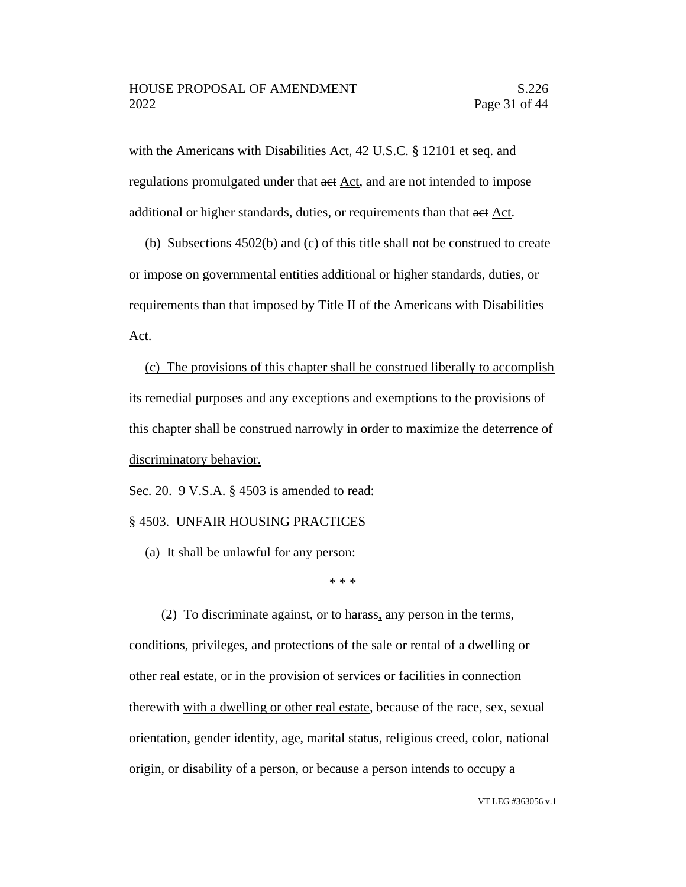with the Americans with Disabilities Act, 42 U.S.C. § 12101 et seq. and regulations promulgated under that ~~act~~ <u>Act</u>, and are not intended to impose additional or higher standards, duties, or requirements than that ~~act~~ <u>Act</u>.

(b) Subsections 4502(b) and (c) of this title shall not be construed to create or impose on governmental entities additional or higher standards, duties, or requirements than that imposed by Title II of the Americans with Disabilities Act.

<u>(c) The provisions of this chapter shall be construed liberally to accomplish its remedial purposes and any exceptions and exemptions to the provisions of this chapter shall be construed narrowly in order to maximize the deterrence of discriminatory behavior.</u>

Sec. 20. 9 V.S.A. § 4503 is amended to read:

§ 4503. UNFAIR HOUSING PRACTICES

(a) It shall be unlawful for any person:

\* \* \*

(2) To discriminate against, or to harass<u>,</u> any person in the terms, conditions, privileges, and protections of the sale or rental of a dwelling or other real estate, or in the provision of services or facilities in connection ~~therewith~~ <u>with a dwelling or other real estate</u>, because of the race, sex, sexual orientation, gender identity, age, marital status, religious creed, color, national origin, or disability of a person, or because a person intends to occupy a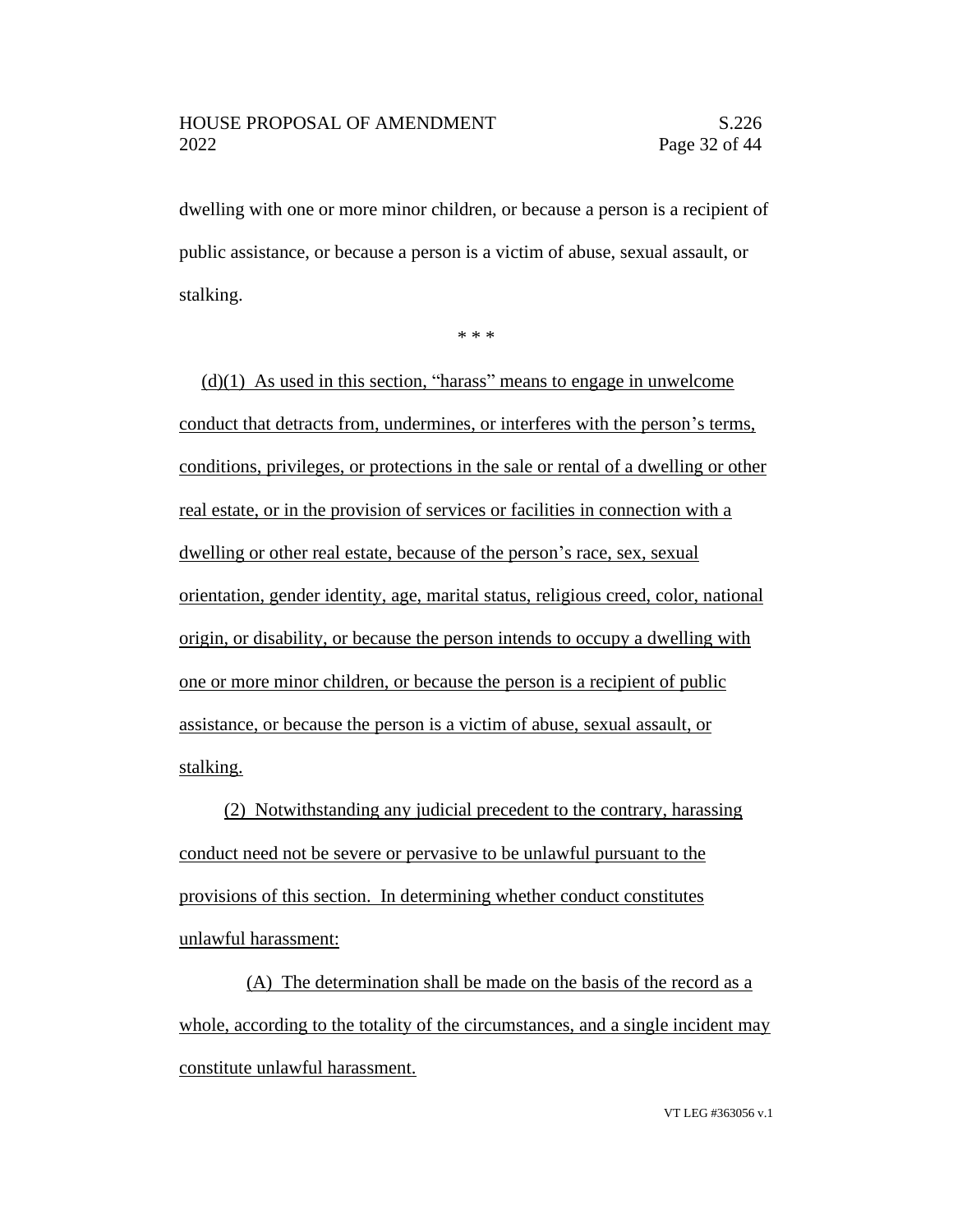dwelling with one or more minor children, or because a person is a recipient of public assistance, or because a person is a victim of abuse, sexual assault, or stalking.

\* \* \*

<u>(d)(1) As used in this section, "harass" means to engage in unwelcome conduct that detracts from, undermines, or interferes with the person's terms, conditions, privileges, or protections in the sale or rental of a dwelling or other real estate, or in the provision of services or facilities in connection with a dwelling or other real estate, because of the person's race, sex, sexual orientation, gender identity, age, marital status, religious creed, color, national origin, or disability, or because the person intends to occupy a dwelling with one or more minor children, or because the person is a recipient of public assistance, or because the person is a victim of abuse, sexual assault, or stalking.</u>

<u>(2) Notwithstanding any judicial precedent to the contrary, harassing conduct need not be severe or pervasive to be unlawful pursuant to the provisions of this section. In determining whether conduct constitutes unlawful harassment:</u>

<u>(A) The determination shall be made on the basis of the record as a whole, according to the totality of the circumstances, and a single incident may constitute unlawful harassment.</u>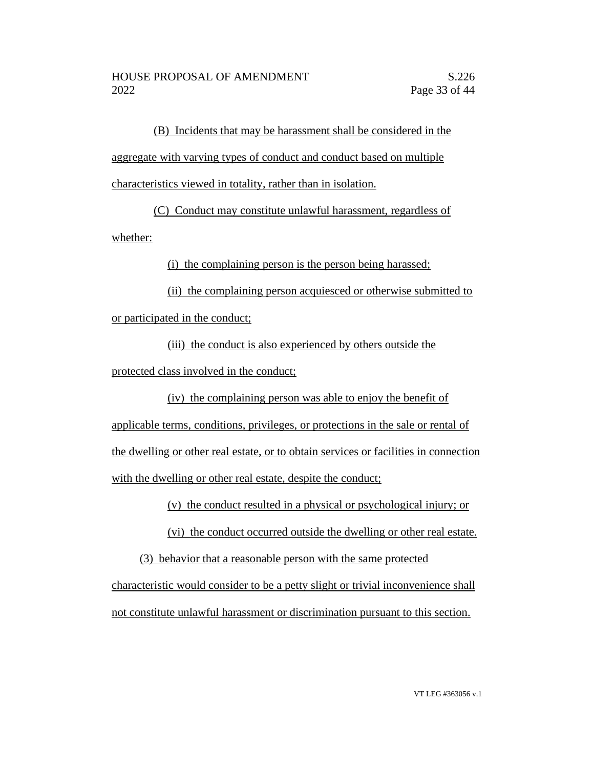(B) Incidents that may be harassment shall be considered in the aggregate with varying types of conduct and conduct based on multiple characteristics viewed in totality, rather than in isolation.

(C) Conduct may constitute unlawful harassment, regardless of whether:

(i) the complaining person is the person being harassed;

(ii) the complaining person acquiesced or otherwise submitted to or participated in the conduct;

(iii) the conduct is also experienced by others outside the protected class involved in the conduct;

(iv) the complaining person was able to enjoy the benefit of applicable terms, conditions, privileges, or protections in the sale or rental of the dwelling or other real estate, or to obtain services or facilities in connection with the dwelling or other real estate, despite the conduct;

(v) the conduct resulted in a physical or psychological injury; or

(vi) the conduct occurred outside the dwelling or other real estate.

(3) behavior that a reasonable person with the same protected characteristic would consider to be a petty slight or trivial inconvenience shall not constitute unlawful harassment or discrimination pursuant to this section.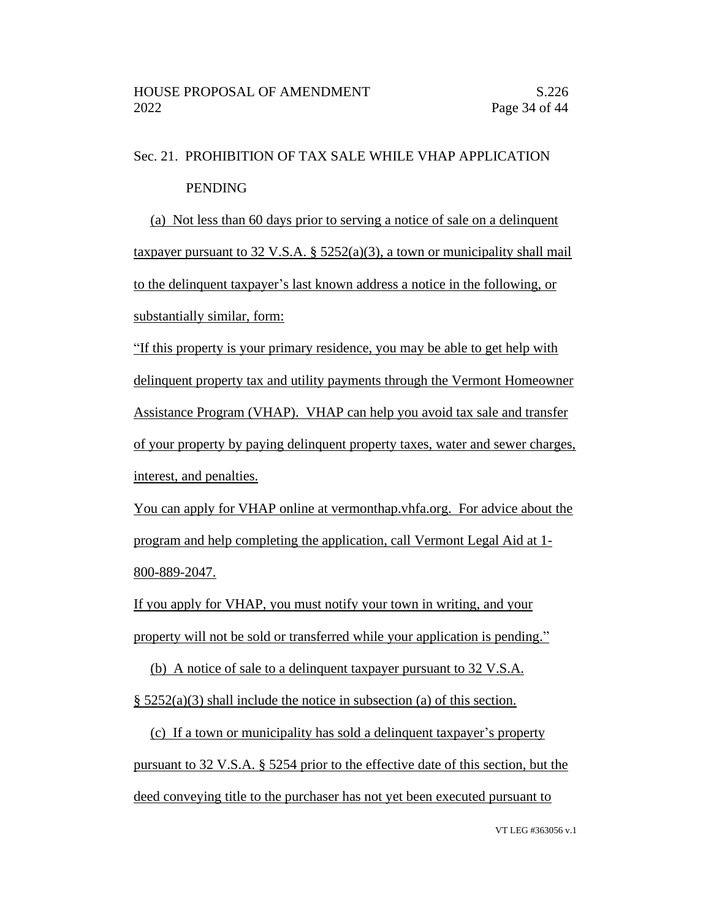Sec. 21. PROHIBITION OF TAX SALE WHILE VHAP APPLICATION PENDING

(a) Not less than 60 days prior to serving a notice of sale on a delinquent taxpayer pursuant to 32 V.S.A. § 5252(a)(3), a town or municipality shall mail to the delinquent taxpayer's last known address a notice in the following, or substantially similar, form:

"If this property is your primary residence, you may be able to get help with delinquent property tax and utility payments through the Vermont Homeowner Assistance Program (VHAP). VHAP can help you avoid tax sale and transfer of your property by paying delinquent property taxes, water and sewer charges, interest, and penalties.

You can apply for VHAP online at vermonthap.vhfa.org. For advice about the program and help completing the application, call Vermont Legal Aid at 1-800-889-2047.

If you apply for VHAP, you must notify your town in writing, and your property will not be sold or transferred while your application is pending."

(b) A notice of sale to a delinquent taxpayer pursuant to 32 V.S.A. § 5252(a)(3) shall include the notice in subsection (a) of this section.

(c) If a town or municipality has sold a delinquent taxpayer's property pursuant to 32 V.S.A. § 5254 prior to the effective date of this section, but the deed conveying title to the purchaser has not yet been executed pursuant to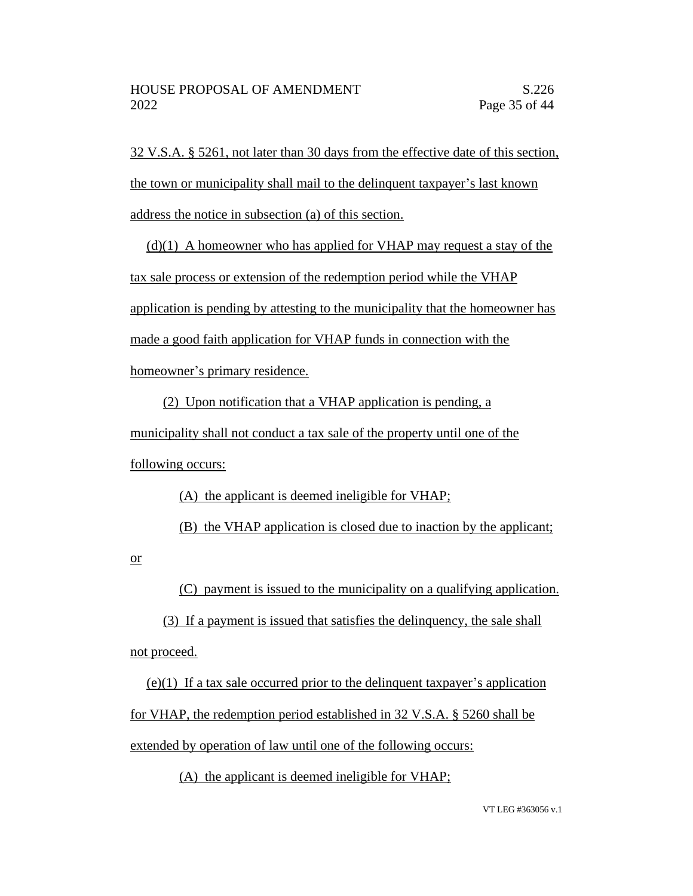32 V.S.A. § 5261, not later than 30 days from the effective date of this section, the town or municipality shall mail to the delinquent taxpayer's last known address the notice in subsection (a) of this section.

(d)(1) A homeowner who has applied for VHAP may request a stay of the tax sale process or extension of the redemption period while the VHAP application is pending by attesting to the municipality that the homeowner has made a good faith application for VHAP funds in connection with the homeowner's primary residence.

(2) Upon notification that a VHAP application is pending, a municipality shall not conduct a tax sale of the property until one of the following occurs:

(A) the applicant is deemed ineligible for VHAP;

(B) the VHAP application is closed due to inaction by the applicant; or

(C) payment is issued to the municipality on a qualifying application.

(3) If a payment is issued that satisfies the delinquency, the sale shall not proceed.

(e)(1) If a tax sale occurred prior to the delinquent taxpayer's application for VHAP, the redemption period established in 32 V.S.A. § 5260 shall be extended by operation of law until one of the following occurs:

(A) the applicant is deemed ineligible for VHAP;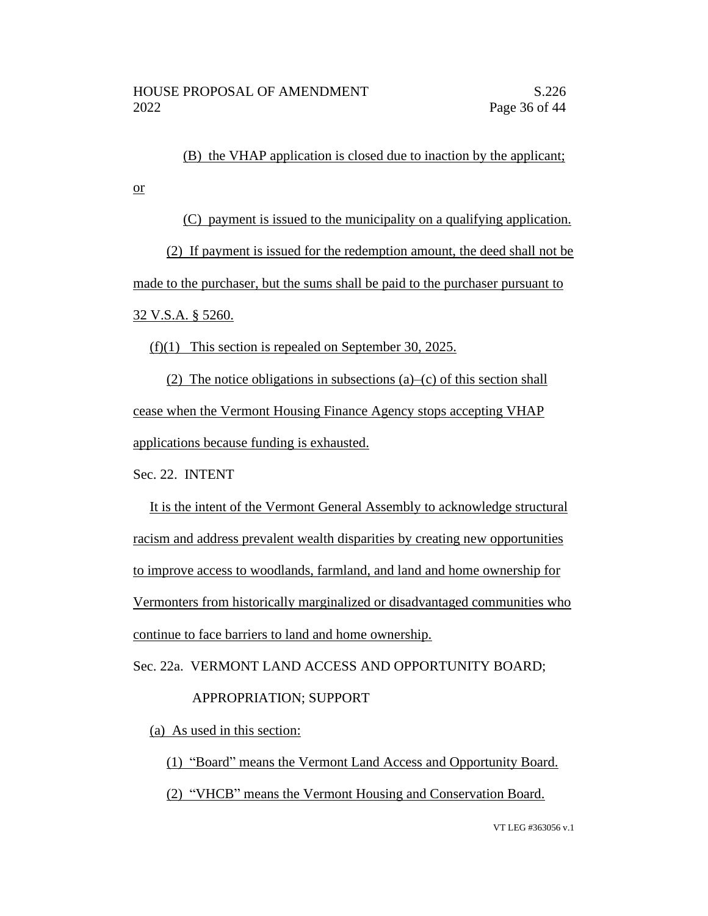(B) the VHAP application is closed due to inaction by the applicant; or

(C) payment is issued to the municipality on a qualifying application.

(2) If payment is issued for the redemption amount, the deed shall not be made to the purchaser, but the sums shall be paid to the purchaser pursuant to 32 V.S.A. § 5260.

(f)(1) This section is repealed on September 30, 2025.

(2) The notice obligations in subsections (a)–(c) of this section shall cease when the Vermont Housing Finance Agency stops accepting VHAP applications because funding is exhausted.

Sec. 22. INTENT

It is the intent of the Vermont General Assembly to acknowledge structural racism and address prevalent wealth disparities by creating new opportunities to improve access to woodlands, farmland, and land and home ownership for Vermonters from historically marginalized or disadvantaged communities who continue to face barriers to land and home ownership.

Sec. 22a. VERMONT LAND ACCESS AND OPPORTUNITY BOARD; APPROPRIATION; SUPPORT

(a) As used in this section:

(1) "Board" means the Vermont Land Access and Opportunity Board.

(2) "VHCB" means the Vermont Housing and Conservation Board.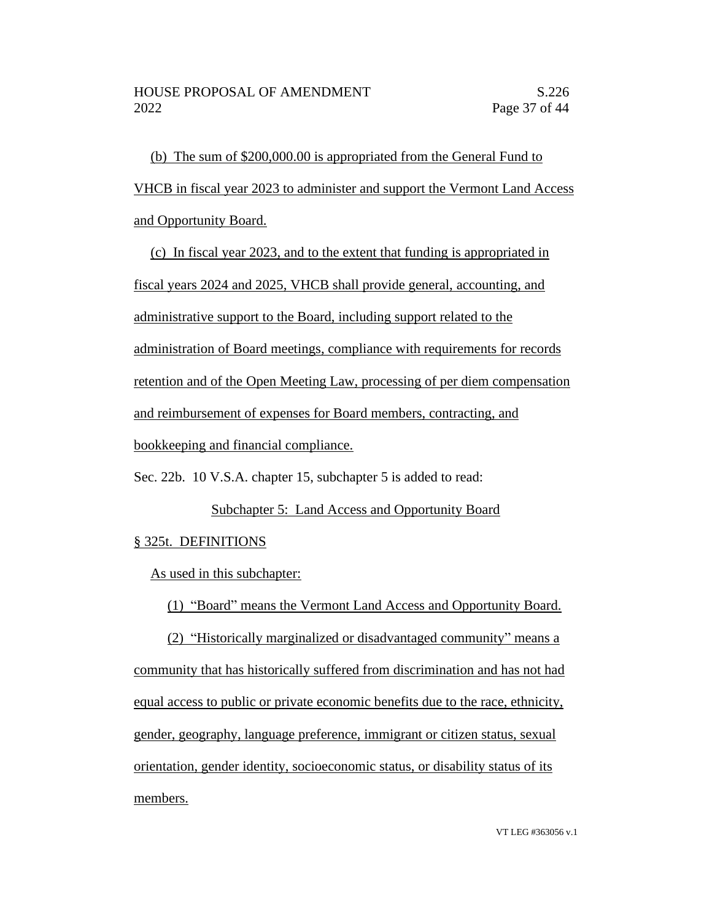(b) The sum of $200,000.00 is appropriated from the General Fund to VHCB in fiscal year 2023 to administer and support the Vermont Land Access and Opportunity Board.

(c) In fiscal year 2023, and to the extent that funding is appropriated in fiscal years 2024 and 2025, VHCB shall provide general, accounting, and administrative support to the Board, including support related to the administration of Board meetings, compliance with requirements for records retention and of the Open Meeting Law, processing of per diem compensation and reimbursement of expenses for Board members, contracting, and bookkeeping and financial compliance.

Sec. 22b. 10 V.S.A. chapter 15, subchapter 5 is added to read:

Subchapter 5: Land Access and Opportunity Board

§ 325t. DEFINITIONS

As used in this subchapter:

(1) "Board" means the Vermont Land Access and Opportunity Board.

(2) "Historically marginalized or disadvantaged community" means a community that has historically suffered from discrimination and has not had equal access to public or private economic benefits due to the race, ethnicity, gender, geography, language preference, immigrant or citizen status, sexual orientation, gender identity, socioeconomic status, or disability status of its members.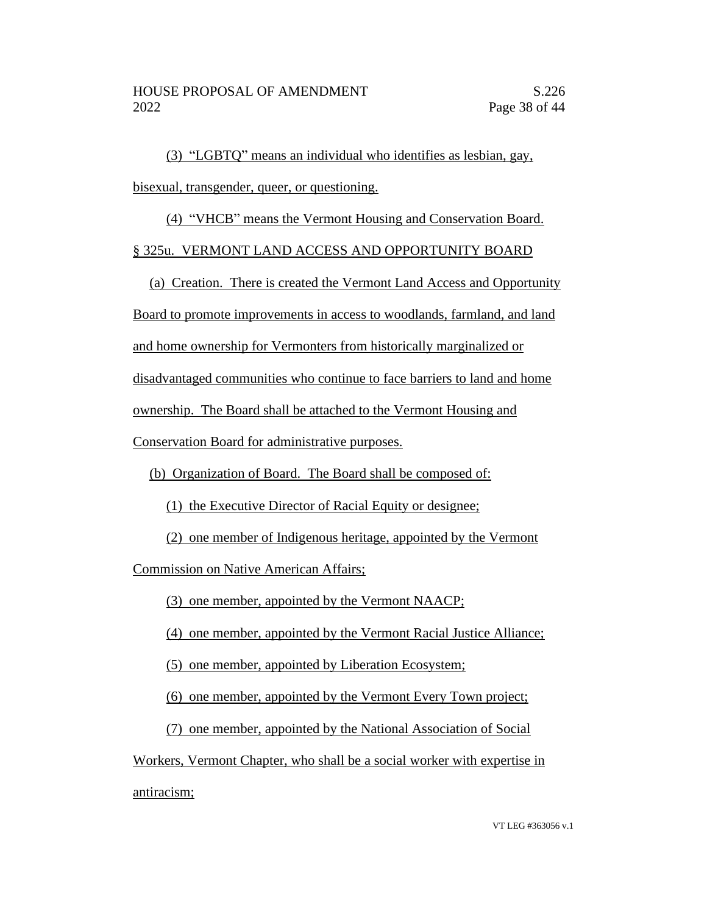(3) “LGBTQ” means an individual who identifies as lesbian, gay, bisexual, transgender, queer, or questioning.

(4) “VHCB” means the Vermont Housing and Conservation Board.

§ 325u. VERMONT LAND ACCESS AND OPPORTUNITY BOARD

(a) Creation. There is created the Vermont Land Access and Opportunity Board to promote improvements in access to woodlands, farmland, and land and home ownership for Vermonters from historically marginalized or disadvantaged communities who continue to face barriers to land and home ownership. The Board shall be attached to the Vermont Housing and Conservation Board for administrative purposes.

(b) Organization of Board. The Board shall be composed of:

(1) the Executive Director of Racial Equity or designee;

(2) one member of Indigenous heritage, appointed by the Vermont Commission on Native American Affairs;

(3) one member, appointed by the Vermont NAACP;

(4) one member, appointed by the Vermont Racial Justice Alliance;

(5) one member, appointed by Liberation Ecosystem;

(6) one member, appointed by the Vermont Every Town project;

(7) one member, appointed by the National Association of Social Workers, Vermont Chapter, who shall be a social worker with expertise in antiracism;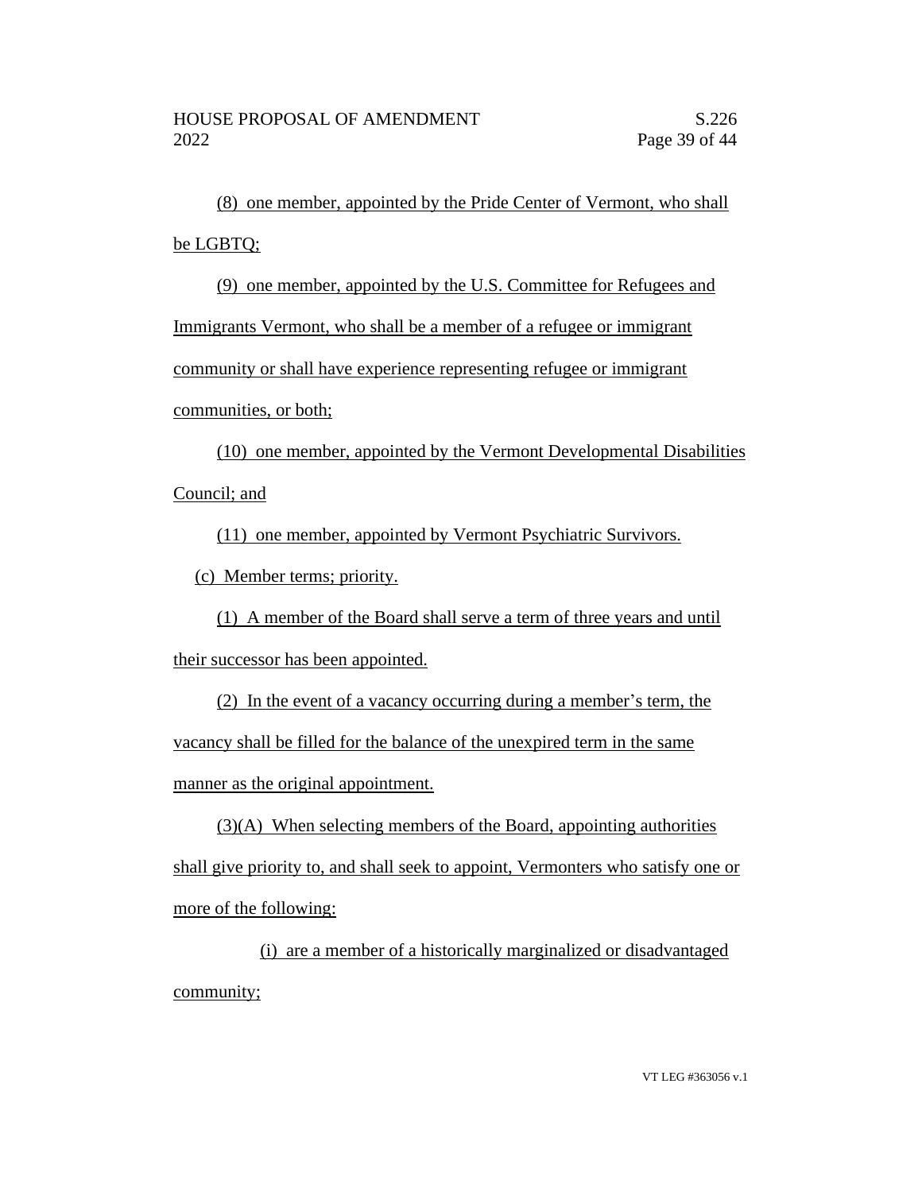(8) one member, appointed by the Pride Center of Vermont, who shall be LGBTQ;

(9) one member, appointed by the U.S. Committee for Refugees and Immigrants Vermont, who shall be a member of a refugee or immigrant community or shall have experience representing refugee or immigrant communities, or both;

(10) one member, appointed by the Vermont Developmental Disabilities Council; and

(11) one member, appointed by Vermont Psychiatric Survivors.

(c) Member terms; priority.

(1) A member of the Board shall serve a term of three years and until their successor has been appointed.

(2) In the event of a vacancy occurring during a member's term, the vacancy shall be filled for the balance of the unexpired term in the same manner as the original appointment.

(3)(A) When selecting members of the Board, appointing authorities shall give priority to, and shall seek to appoint, Vermonters who satisfy one or more of the following:

(i) are a member of a historically marginalized or disadvantaged community;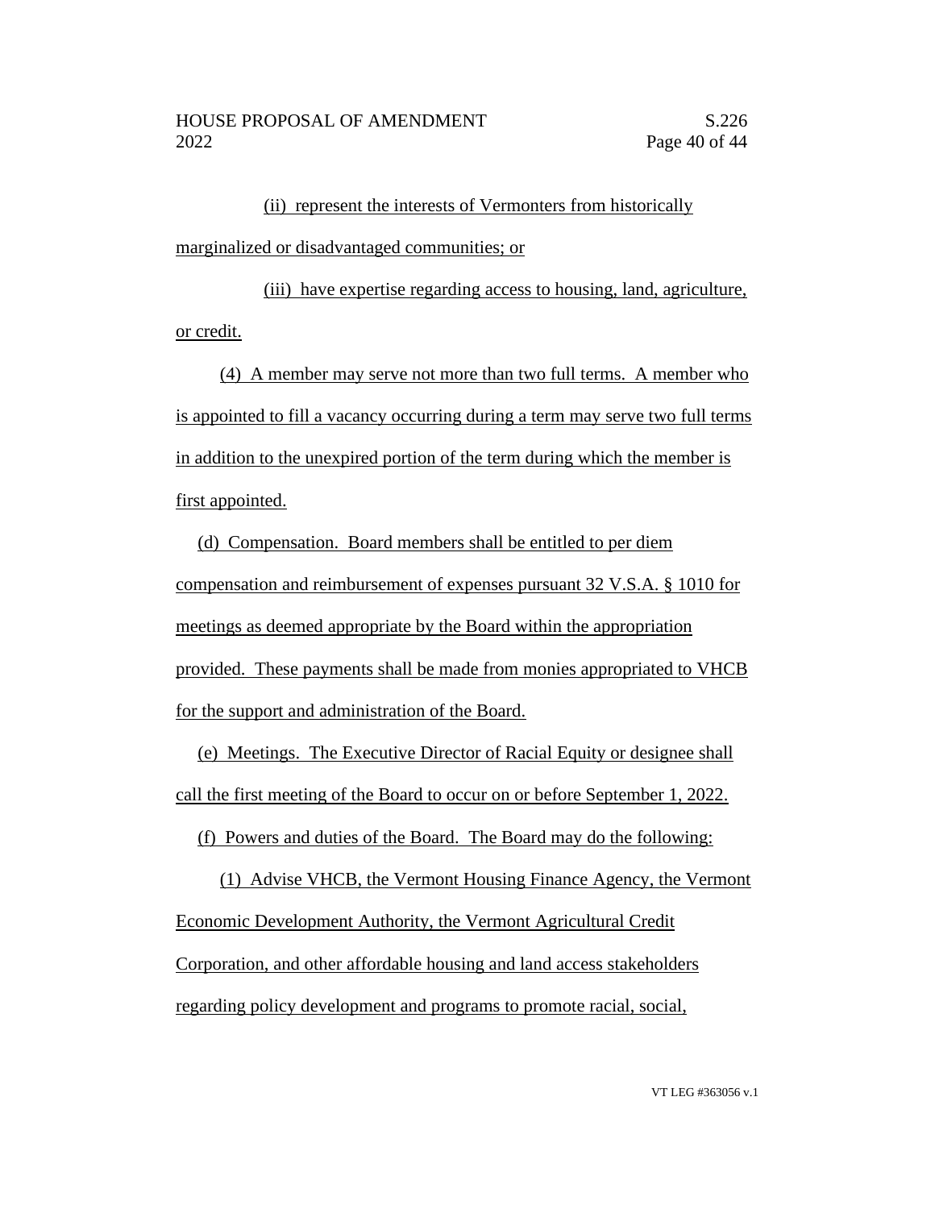(ii) represent the interests of Vermonters from historically marginalized or disadvantaged communities; or

(iii) have expertise regarding access to housing, land, agriculture, or credit.

(4) A member may serve not more than two full terms. A member who is appointed to fill a vacancy occurring during a term may serve two full terms in addition to the unexpired portion of the term during which the member is first appointed.

(d) Compensation. Board members shall be entitled to per diem compensation and reimbursement of expenses pursuant 32 V.S.A. § 1010 for meetings as deemed appropriate by the Board within the appropriation provided. These payments shall be made from monies appropriated to VHCB for the support and administration of the Board.

(e) Meetings. The Executive Director of Racial Equity or designee shall call the first meeting of the Board to occur on or before September 1, 2022.

(f) Powers and duties of the Board. The Board may do the following:

(1) Advise VHCB, the Vermont Housing Finance Agency, the Vermont Economic Development Authority, the Vermont Agricultural Credit Corporation, and other affordable housing and land access stakeholders regarding policy development and programs to promote racial, social,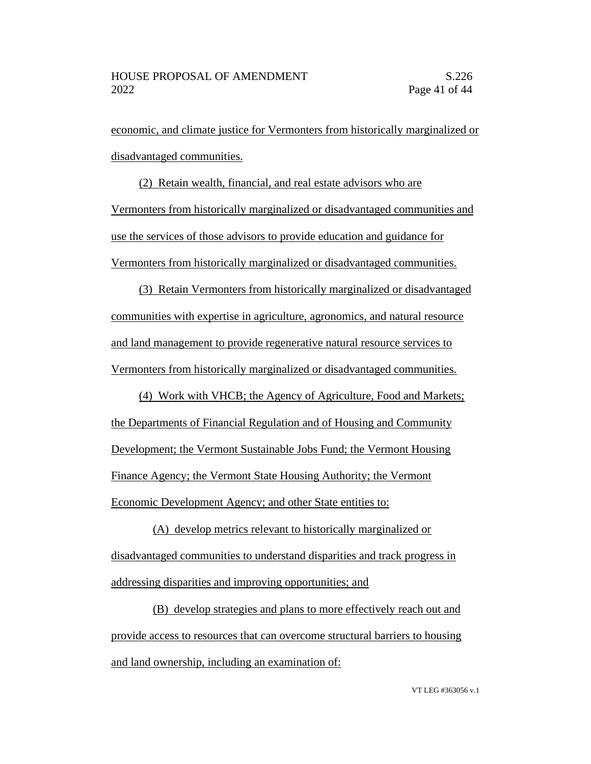economic, and climate justice for Vermonters from historically marginalized or disadvantaged communities.

(2) Retain wealth, financial, and real estate advisors who are Vermonters from historically marginalized or disadvantaged communities and use the services of those advisors to provide education and guidance for Vermonters from historically marginalized or disadvantaged communities.

(3) Retain Vermonters from historically marginalized or disadvantaged communities with expertise in agriculture, agronomics, and natural resource and land management to provide regenerative natural resource services to Vermonters from historically marginalized or disadvantaged communities.

(4) Work with VHCB; the Agency of Agriculture, Food and Markets; the Departments of Financial Regulation and of Housing and Community Development; the Vermont Sustainable Jobs Fund; the Vermont Housing Finance Agency; the Vermont State Housing Authority; the Vermont Economic Development Agency; and other State entities to:

(A) develop metrics relevant to historically marginalized or disadvantaged communities to understand disparities and track progress in addressing disparities and improving opportunities; and

(B) develop strategies and plans to more effectively reach out and provide access to resources that can overcome structural barriers to housing and land ownership, including an examination of: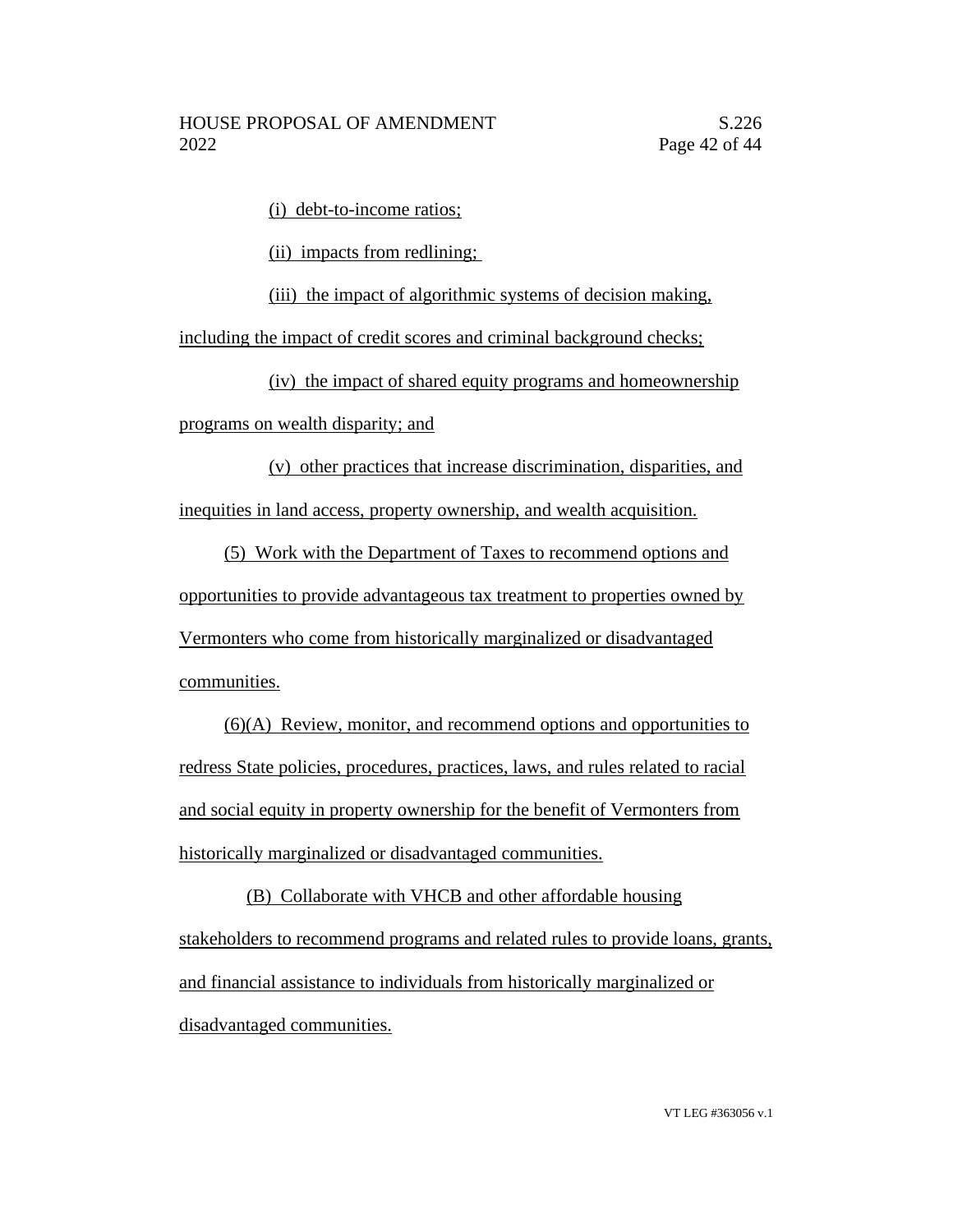(i) debt-to-income ratios;

(ii) impacts from redlining;

(iii) the impact of algorithmic systems of decision making, including the impact of credit scores and criminal background checks;

(iv) the impact of shared equity programs and homeownership programs on wealth disparity; and

(v) other practices that increase discrimination, disparities, and inequities in land access, property ownership, and wealth acquisition.

(5) Work with the Department of Taxes to recommend options and opportunities to provide advantageous tax treatment to properties owned by Vermonters who come from historically marginalized or disadvantaged communities.

(6)(A) Review, monitor, and recommend options and opportunities to redress State policies, procedures, practices, laws, and rules related to racial and social equity in property ownership for the benefit of Vermonters from historically marginalized or disadvantaged communities.

(B) Collaborate with VHCB and other affordable housing stakeholders to recommend programs and related rules to provide loans, grants, and financial assistance to individuals from historically marginalized or disadvantaged communities.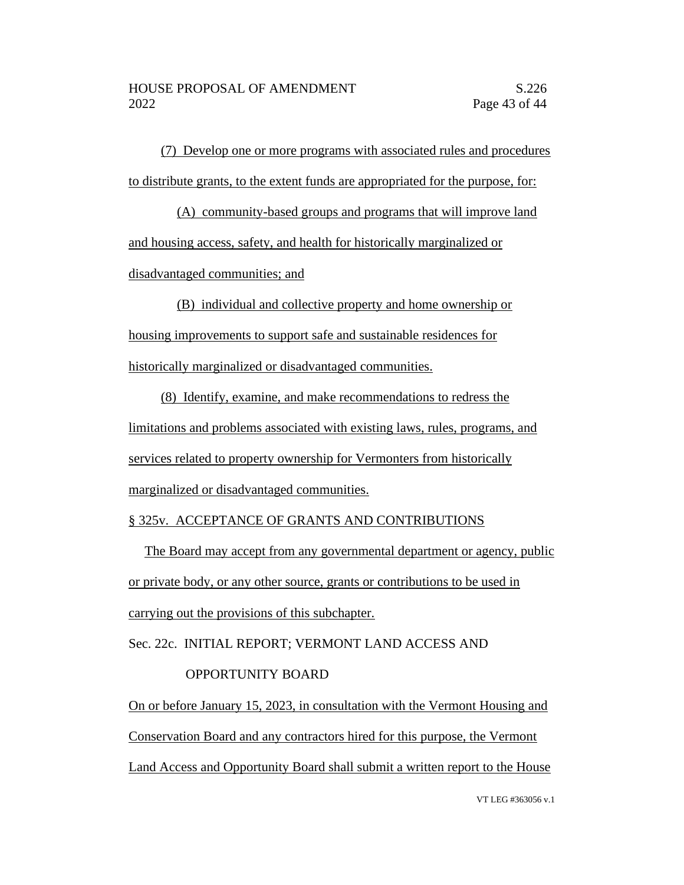(7) Develop one or more programs with associated rules and procedures to distribute grants, to the extent funds are appropriated for the purpose, for:

(A) community-based groups and programs that will improve land and housing access, safety, and health for historically marginalized or disadvantaged communities; and

(B) individual and collective property and home ownership or housing improvements to support safe and sustainable residences for historically marginalized or disadvantaged communities.

(8) Identify, examine, and make recommendations to redress the limitations and problems associated with existing laws, rules, programs, and services related to property ownership for Vermonters from historically marginalized or disadvantaged communities.

§ 325v. ACCEPTANCE OF GRANTS AND CONTRIBUTIONS

The Board may accept from any governmental department or agency, public or private body, or any other source, grants or contributions to be used in carrying out the provisions of this subchapter.

Sec. 22c. INITIAL REPORT; VERMONT LAND ACCESS AND OPPORTUNITY BOARD

On or before January 15, 2023, in consultation with the Vermont Housing and Conservation Board and any contractors hired for this purpose, the Vermont Land Access and Opportunity Board shall submit a written report to the House

VT LEG #363056 v.1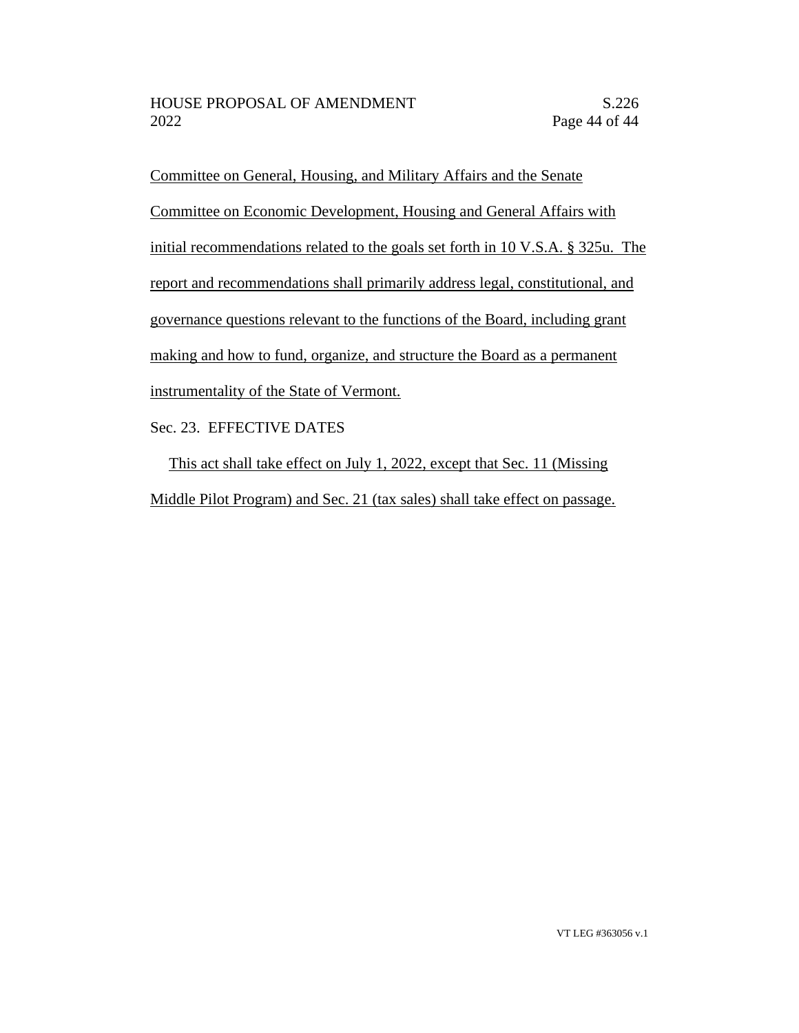Committee on General, Housing, and Military Affairs and the Senate Committee on Economic Development, Housing and General Affairs with initial recommendations related to the goals set forth in 10 V.S.A. § 325u. The report and recommendations shall primarily address legal, constitutional, and governance questions relevant to the functions of the Board, including grant making and how to fund, organize, and structure the Board as a permanent instrumentality of the State of Vermont.

Sec. 23. EFFECTIVE DATES

This act shall take effect on July 1, 2022, except that Sec. 11 (Missing Middle Pilot Program) and Sec. 21 (tax sales) shall take effect on passage.